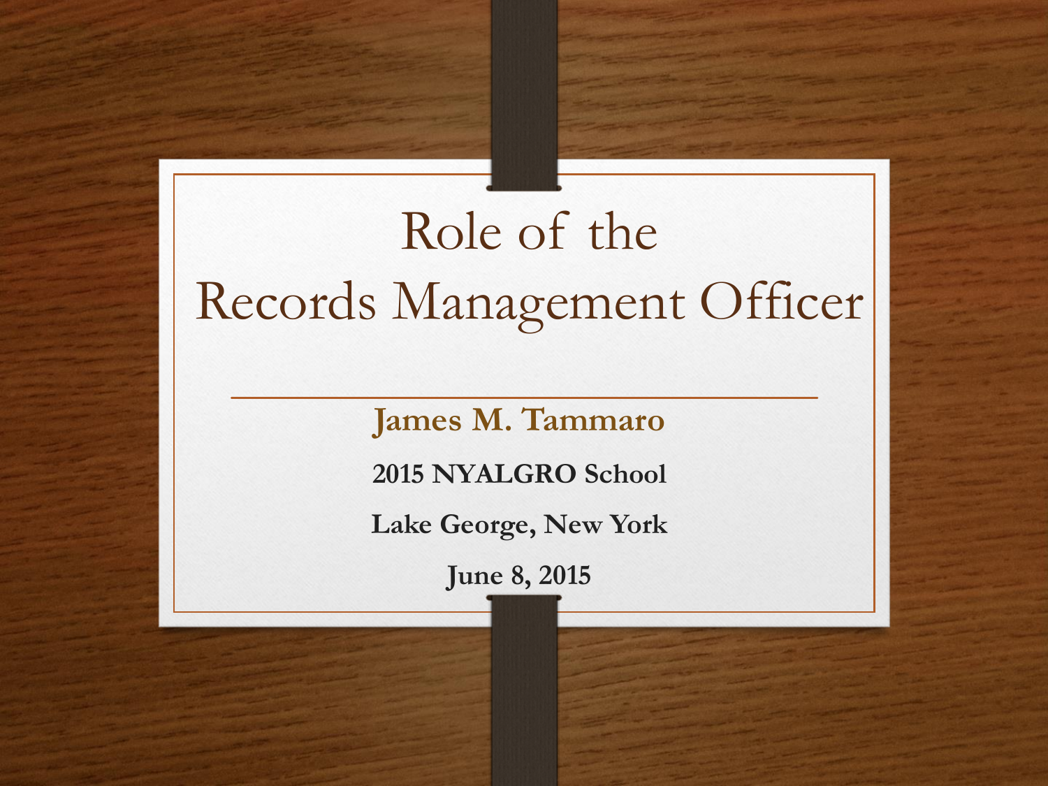# Role of the Records Management Officer

**James M. Tammaro**

**2015 NYALGRO School**

**Lake George, New York**

**June 8, 2015**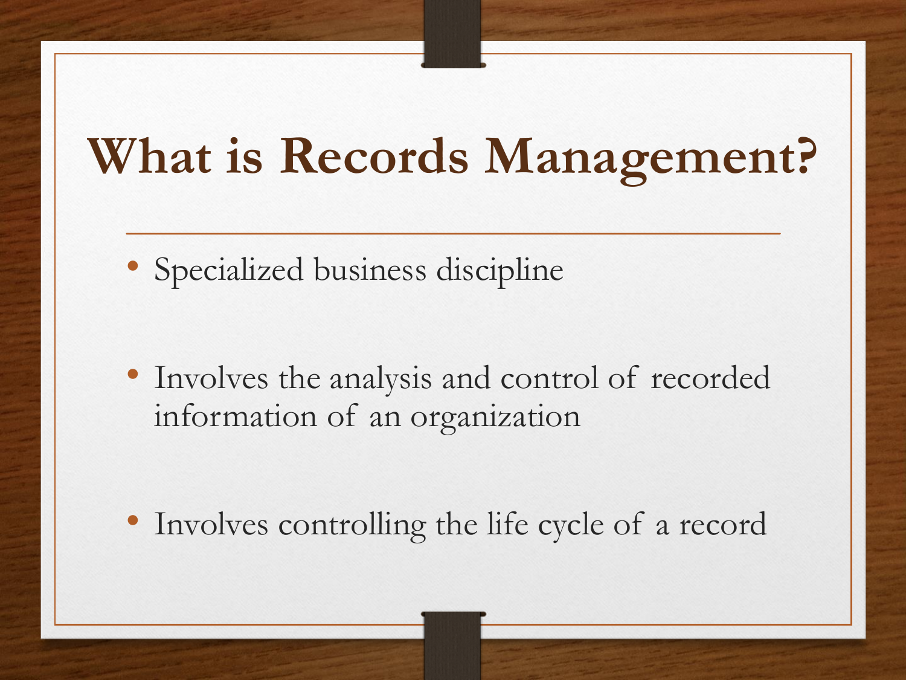# What is Records Management?

- Specialized business discipline
- Involves the analysis and control of recorded information of an organization
- Involves controlling the life cycle of a record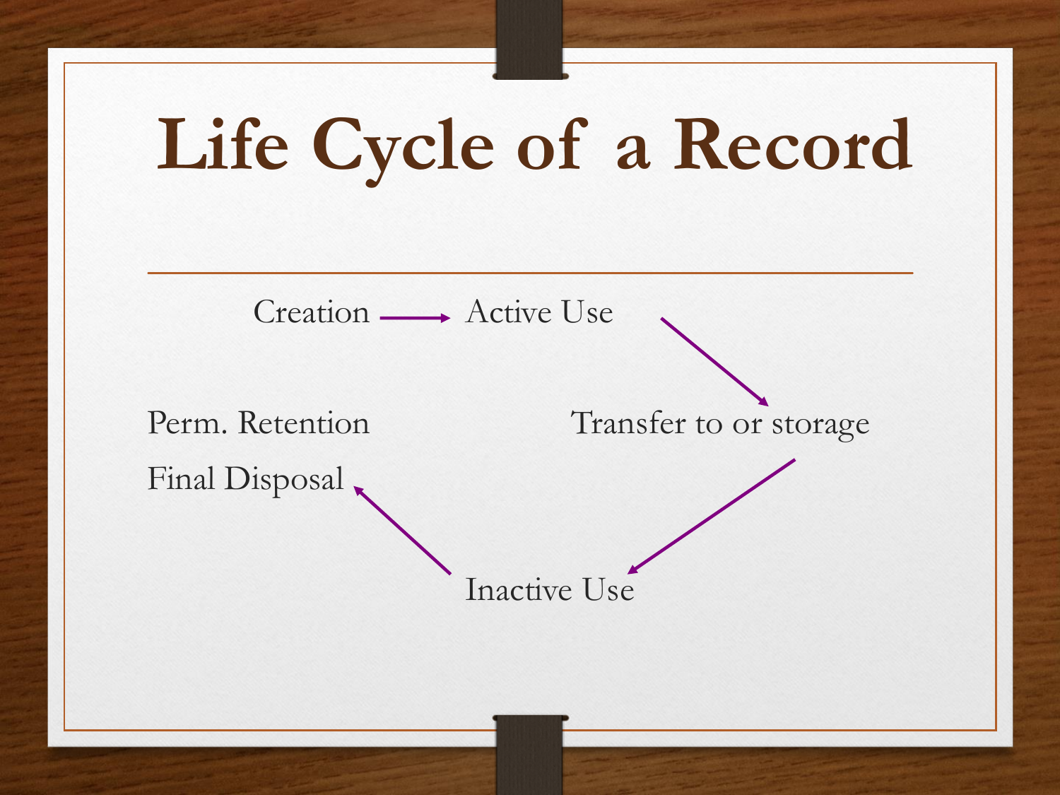# Life Cycle of a Record

Creation → Active Use → Transfer to or storage → Inactive Use → Perm. Retention / Final Disposal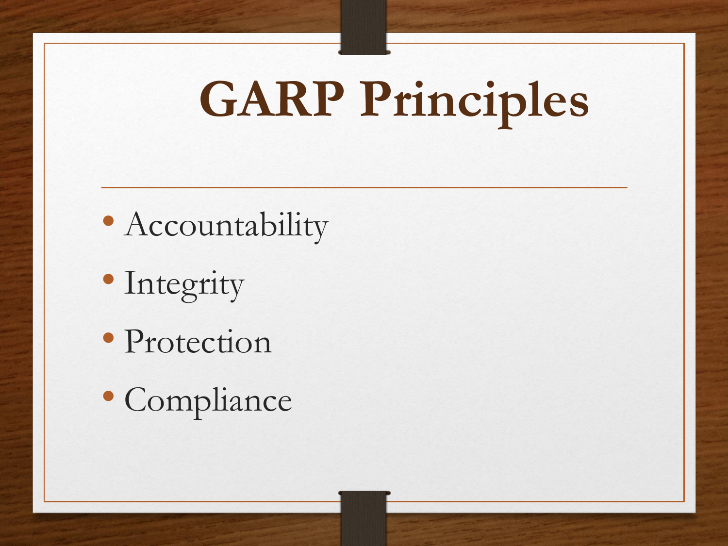# GARP Principles

- Accountability
- Integrity
- Protection
- Compliance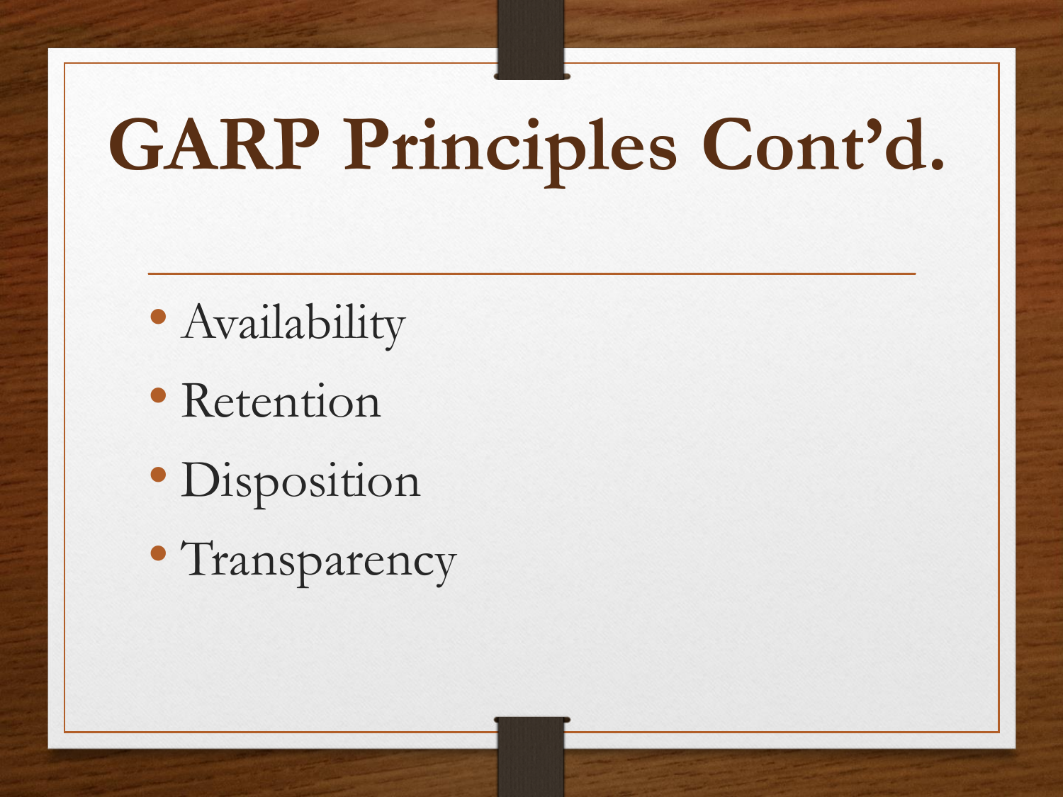# GARP Principles Cont'd.

- Availability
- Retention
- Disposition
- Transparency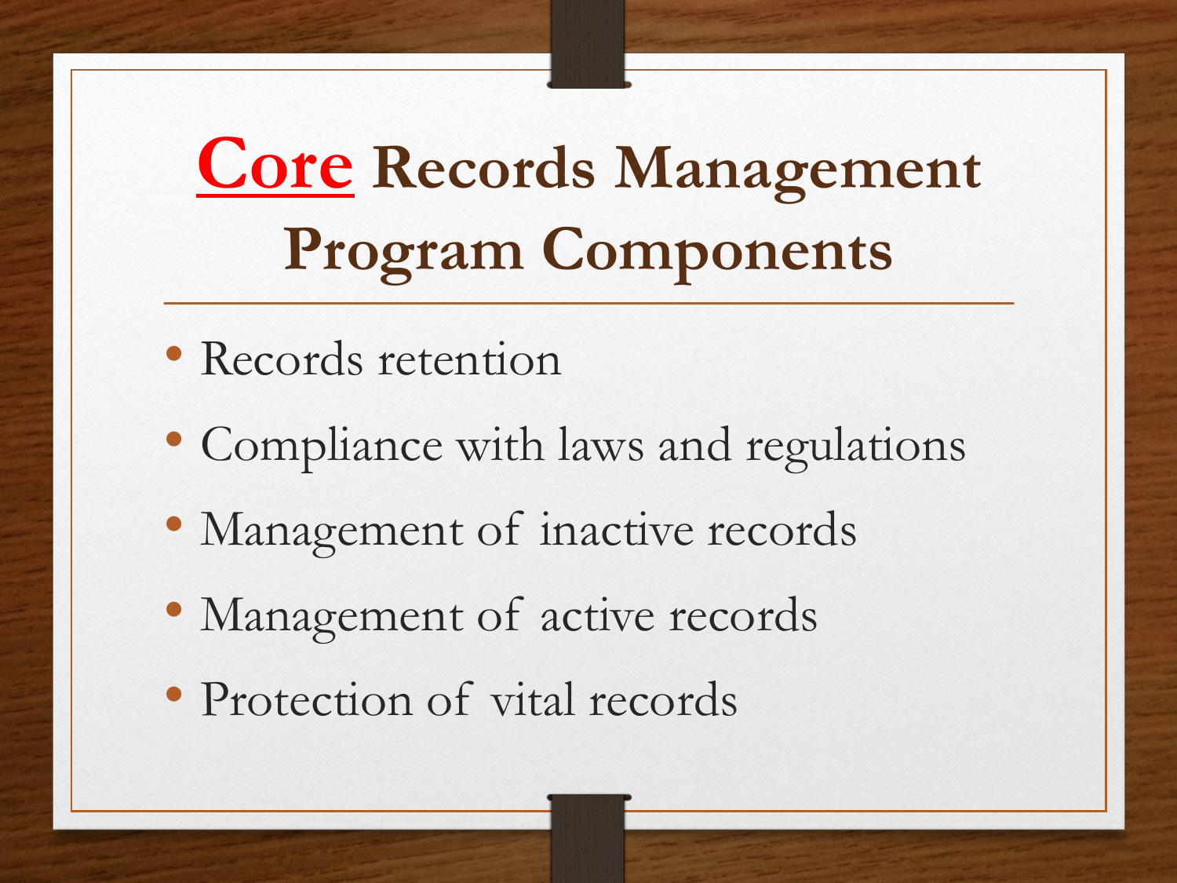# <u>**Core**</u> Records Management Program Components

- Records retention
- Compliance with laws and regulations
- Management of inactive records
- Management of active records
- Protection of vital records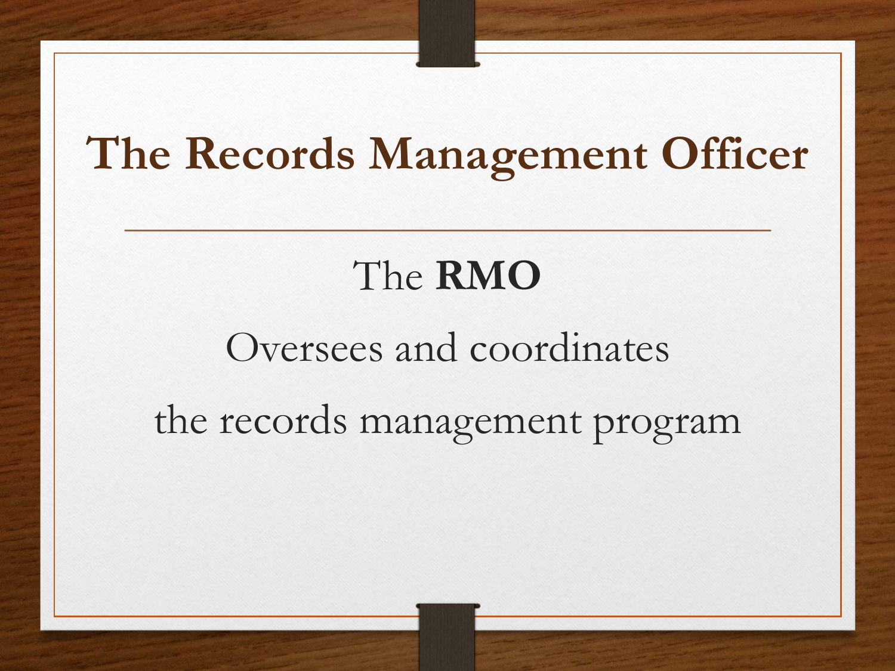# The Records Management Officer

The **RMO**

Oversees and coordinates

the records management program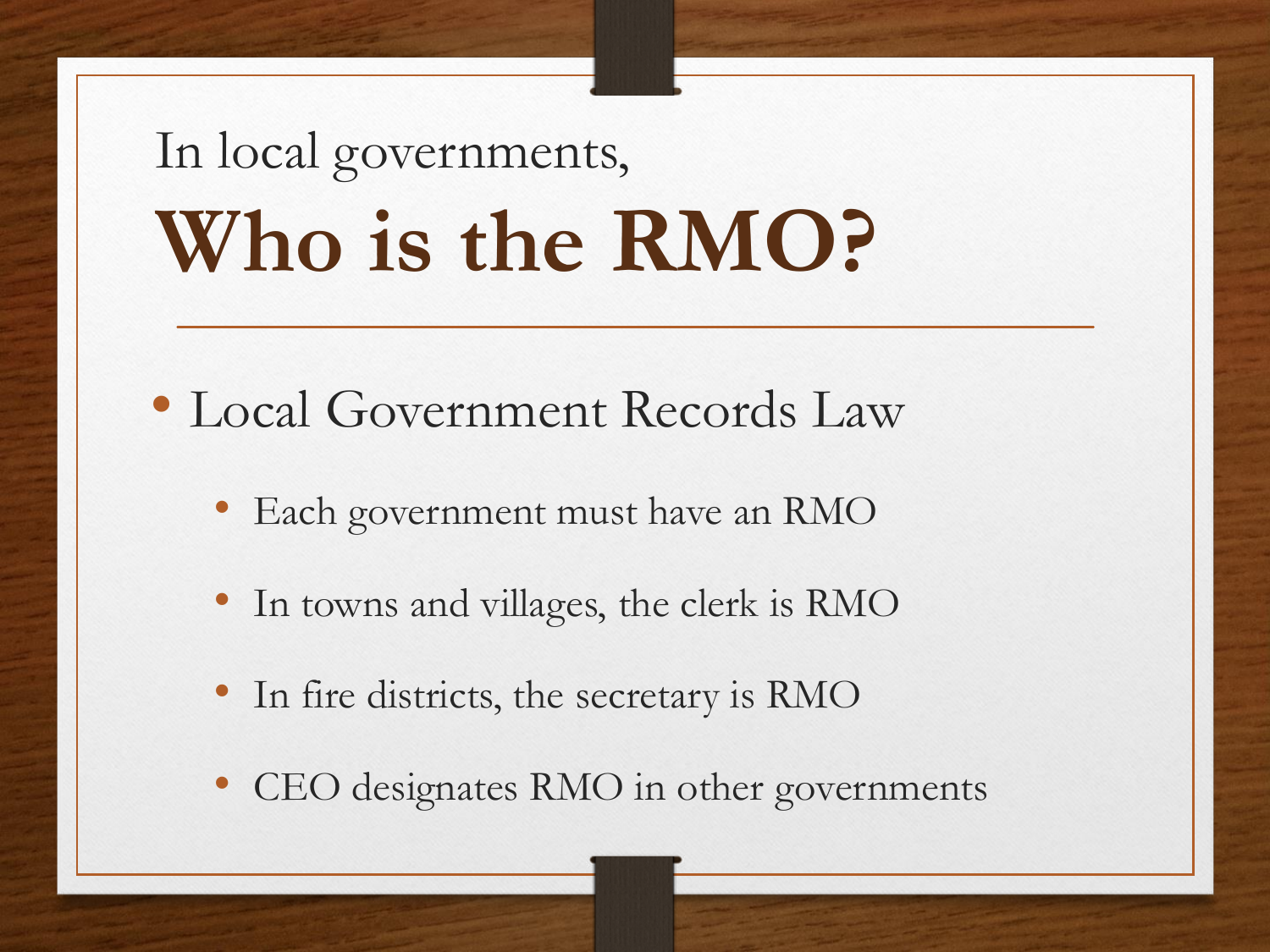In local governments,

# Who is the RMO?

- Local Government Records Law
  - Each government must have an RMO
  - In towns and villages, the clerk is RMO
  - In fire districts, the secretary is RMO
  - CEO designates RMO in other governments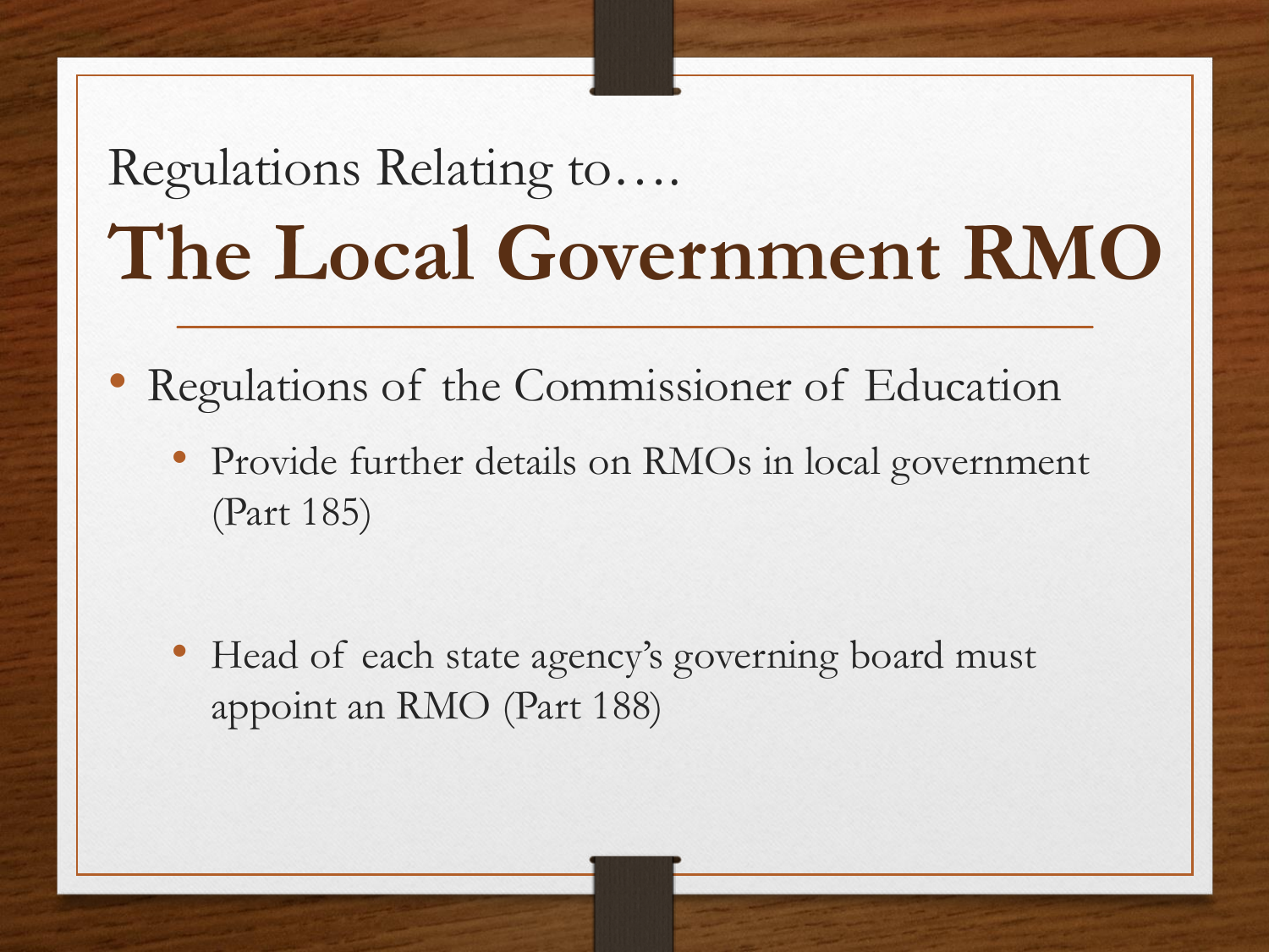Regulations Relating to….

# The Local Government RMO

- Regulations of the Commissioner of Education
  - Provide further details on RMOs in local government (Part 185)
  - Head of each state agency's governing board must appoint an RMO (Part 188)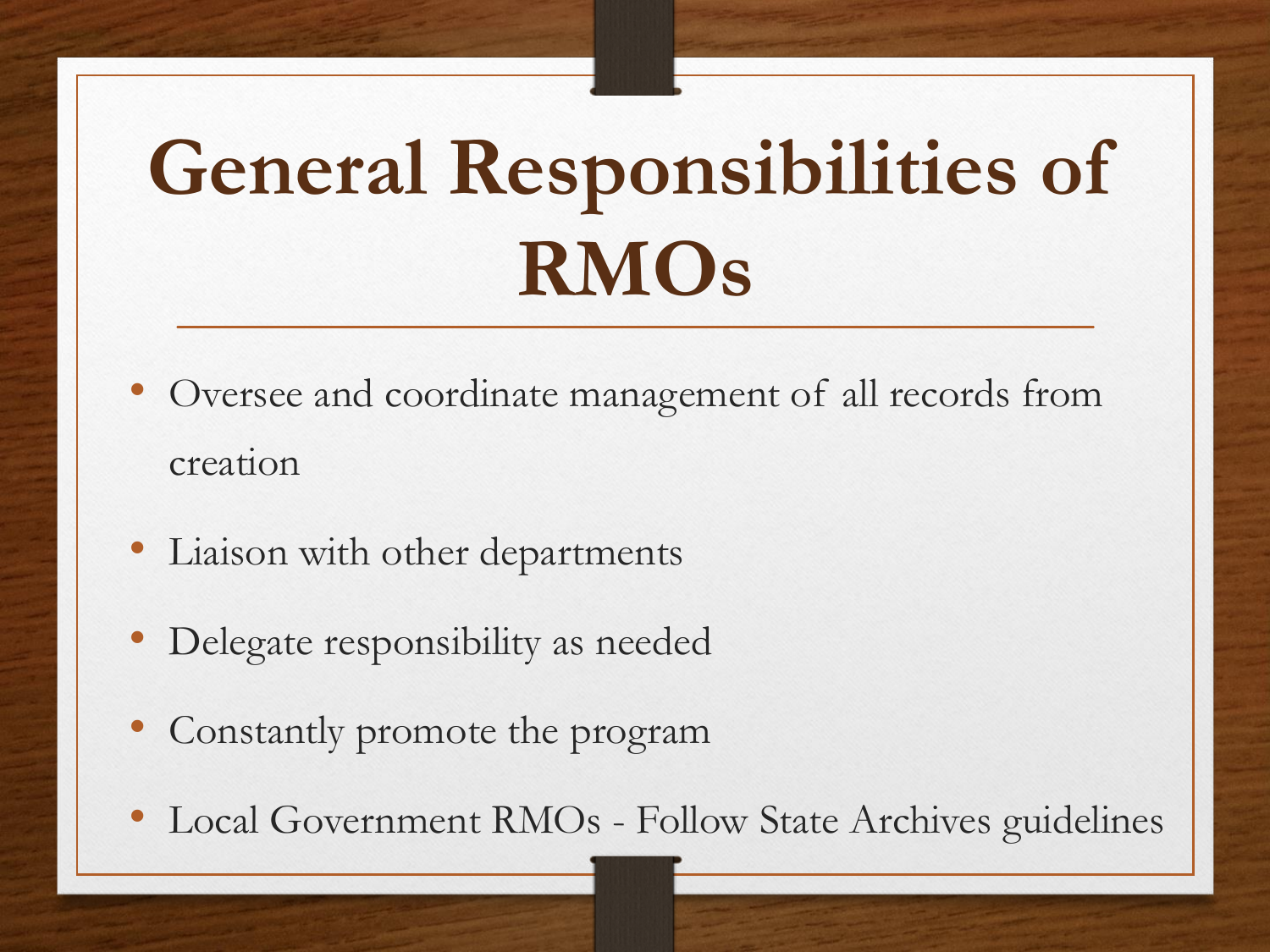# General Responsibilities of RMOs

- Oversee and coordinate management of all records from creation
- Liaison with other departments
- Delegate responsibility as needed
- Constantly promote the program
- Local Government RMOs - Follow State Archives guidelines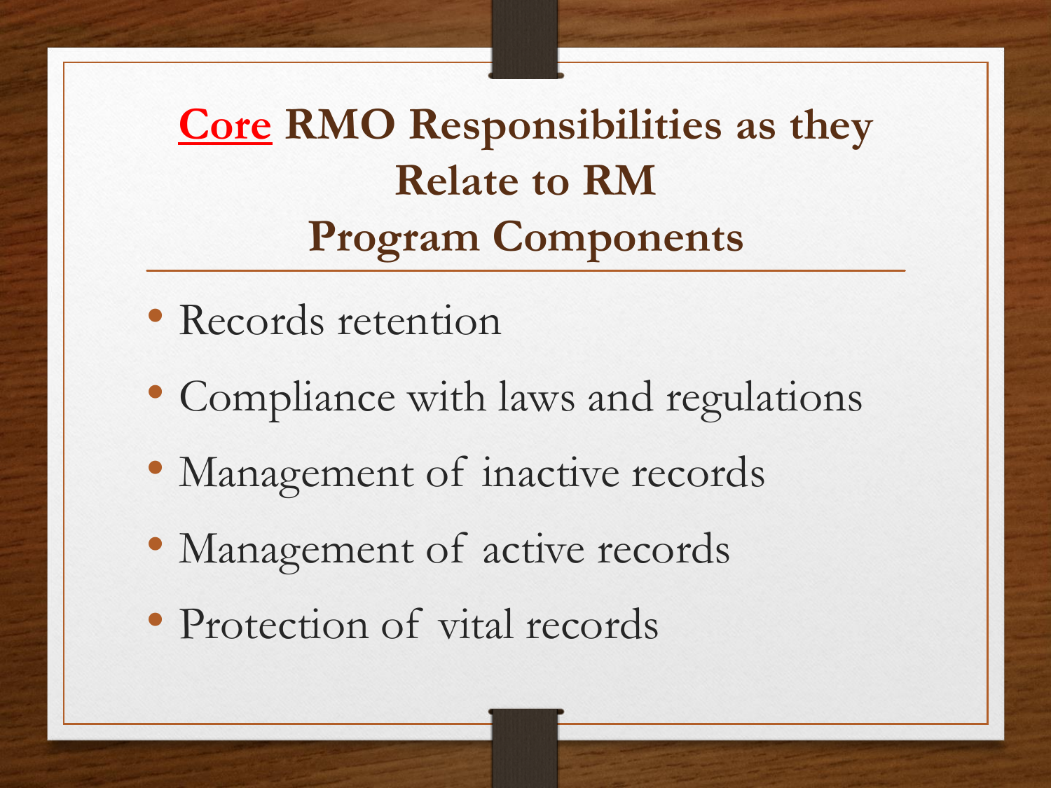# <u>Core</u> RMO Responsibilities as they Relate to RM Program Components

- Records retention
- Compliance with laws and regulations
- Management of inactive records
- Management of active records
- Protection of vital records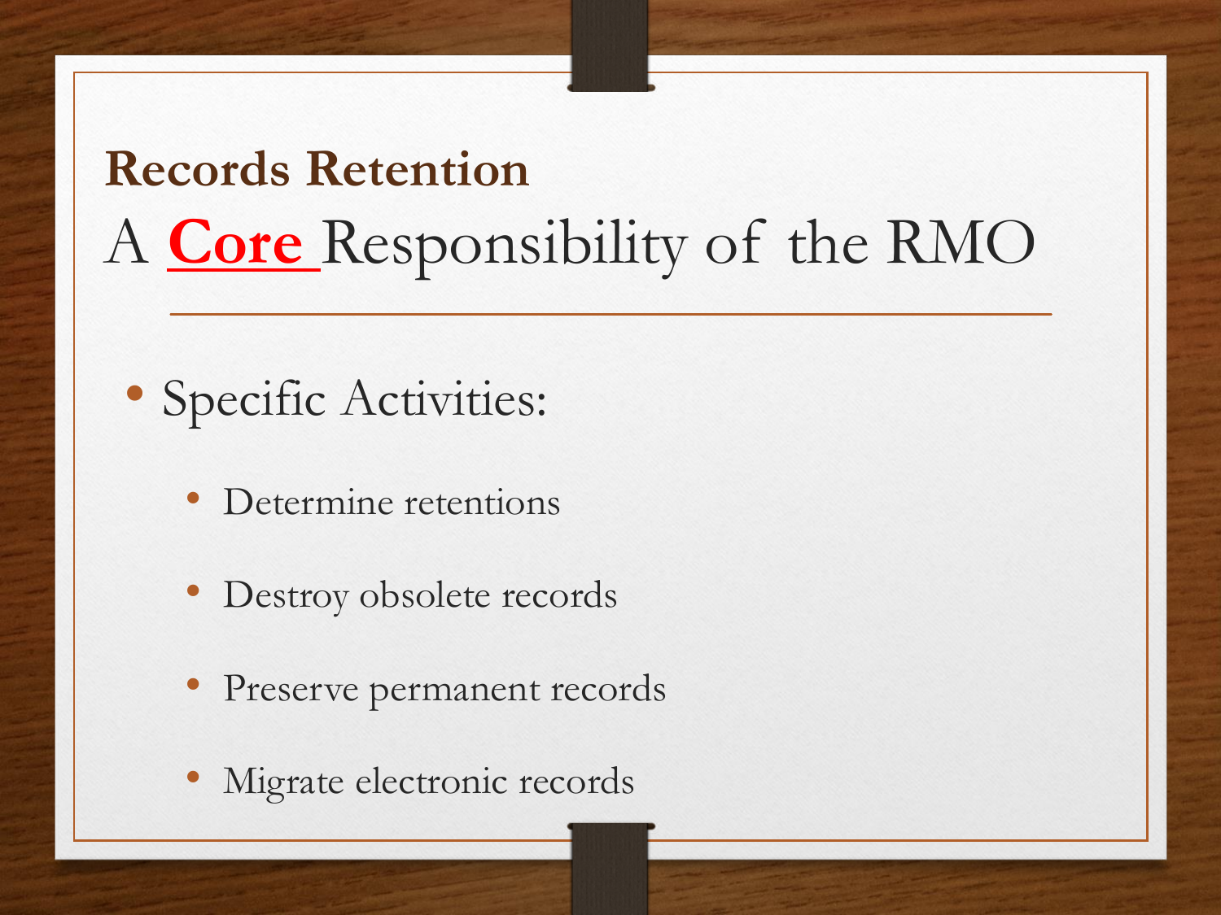## Records Retention

# A **Core** Responsibility of the RMO

- Specific Activities:
  - Determine retentions
  - Destroy obsolete records
  - Preserve permanent records
  - Migrate electronic records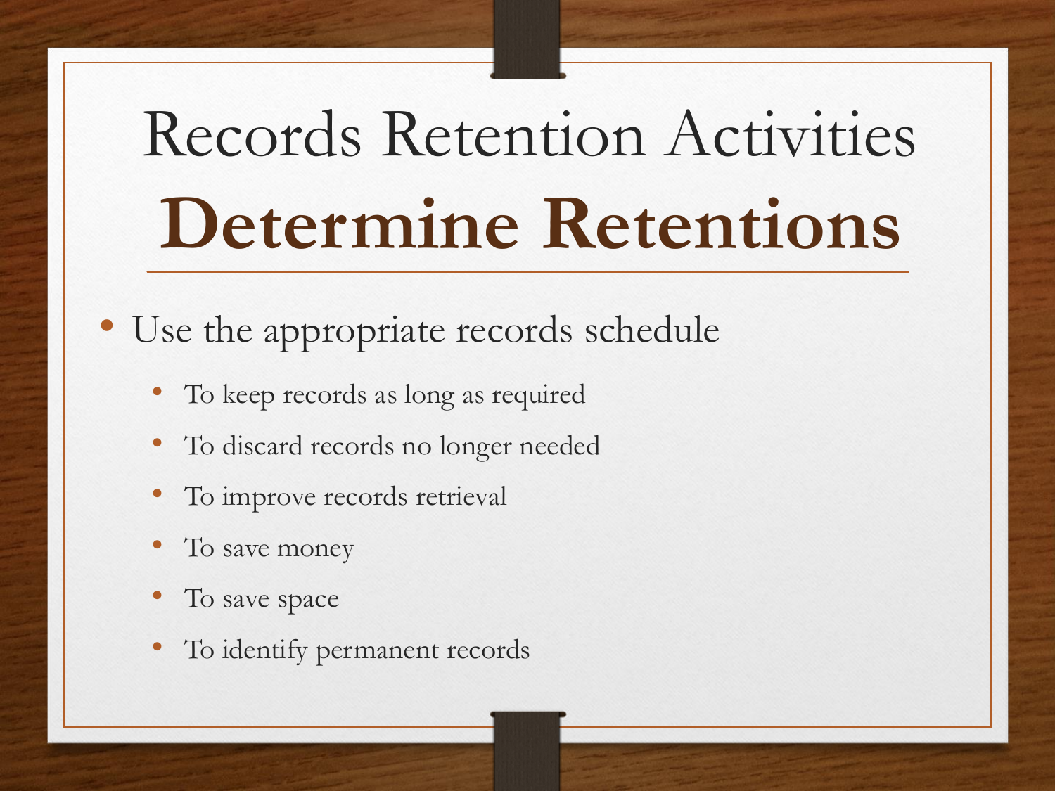# Records Retention Activities

## Determine Retentions

- Use the appropriate records schedule
  - To keep records as long as required
  - To discard records no longer needed
  - To improve records retrieval
  - To save money
  - To save space
  - To identify permanent records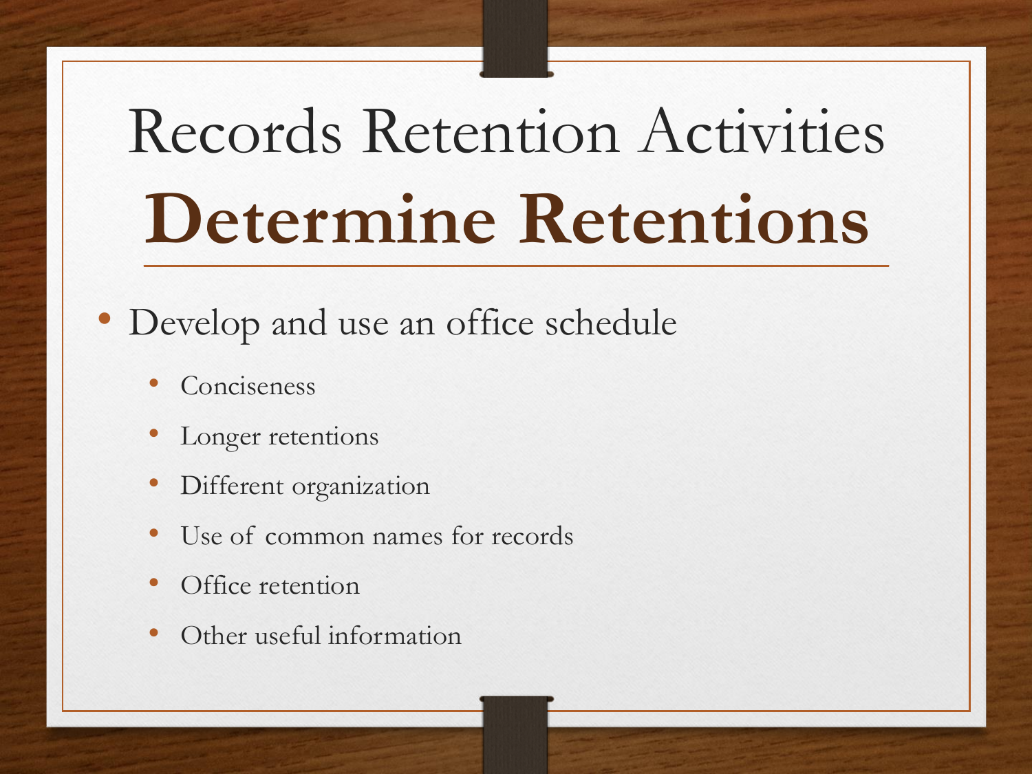# Records Retention Activities

## Determine Retentions

- Develop and use an office schedule
  - Conciseness
  - Longer retentions
  - Different organization
  - Use of common names for records
  - Office retention
  - Other useful information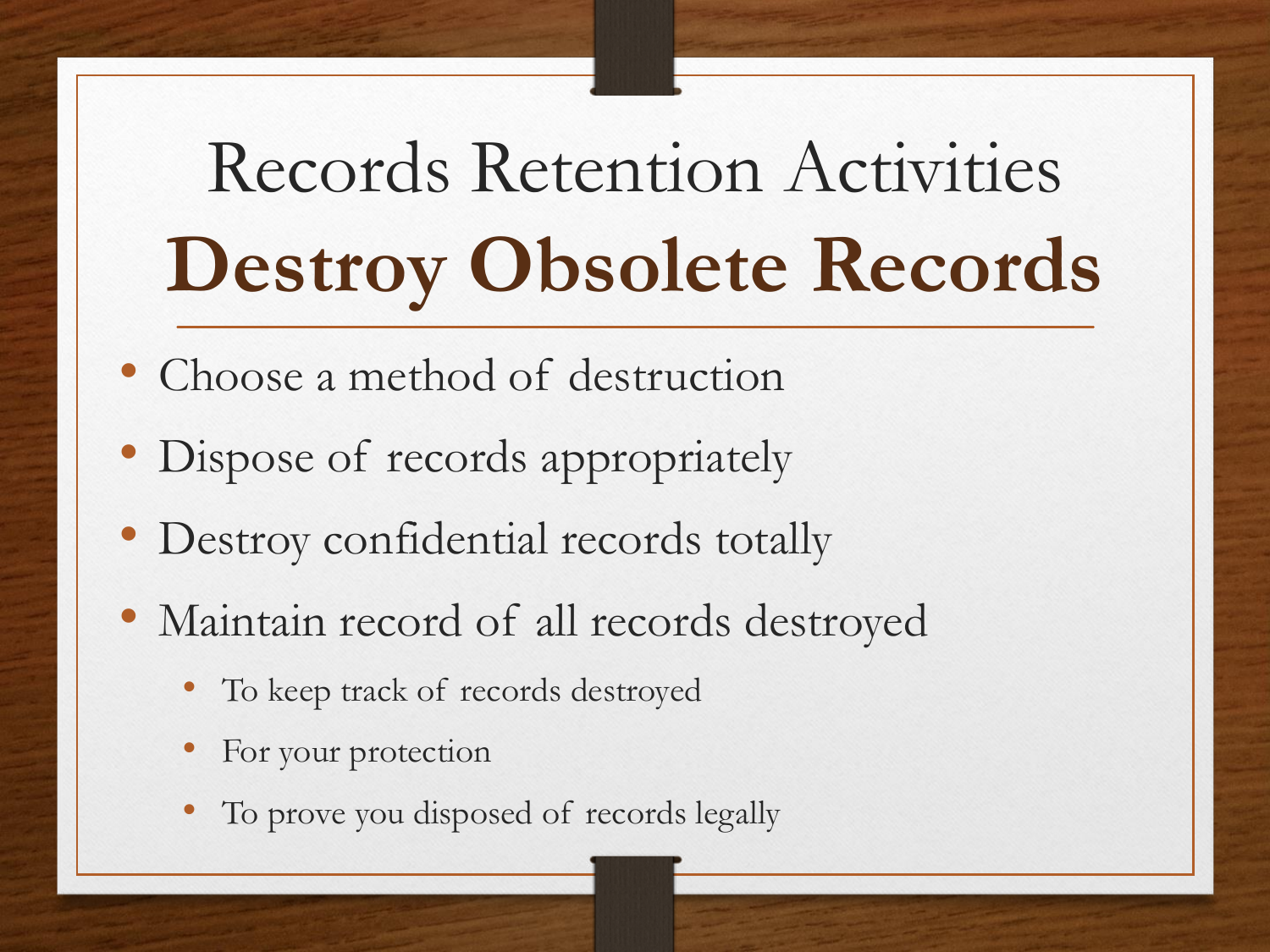# Records Retention Activities

## **Destroy Obsolete Records**

- Choose a method of destruction
- Dispose of records appropriately
- Destroy confidential records totally
- Maintain record of all records destroyed
  - To keep track of records destroyed
  - For your protection
  - To prove you disposed of records legally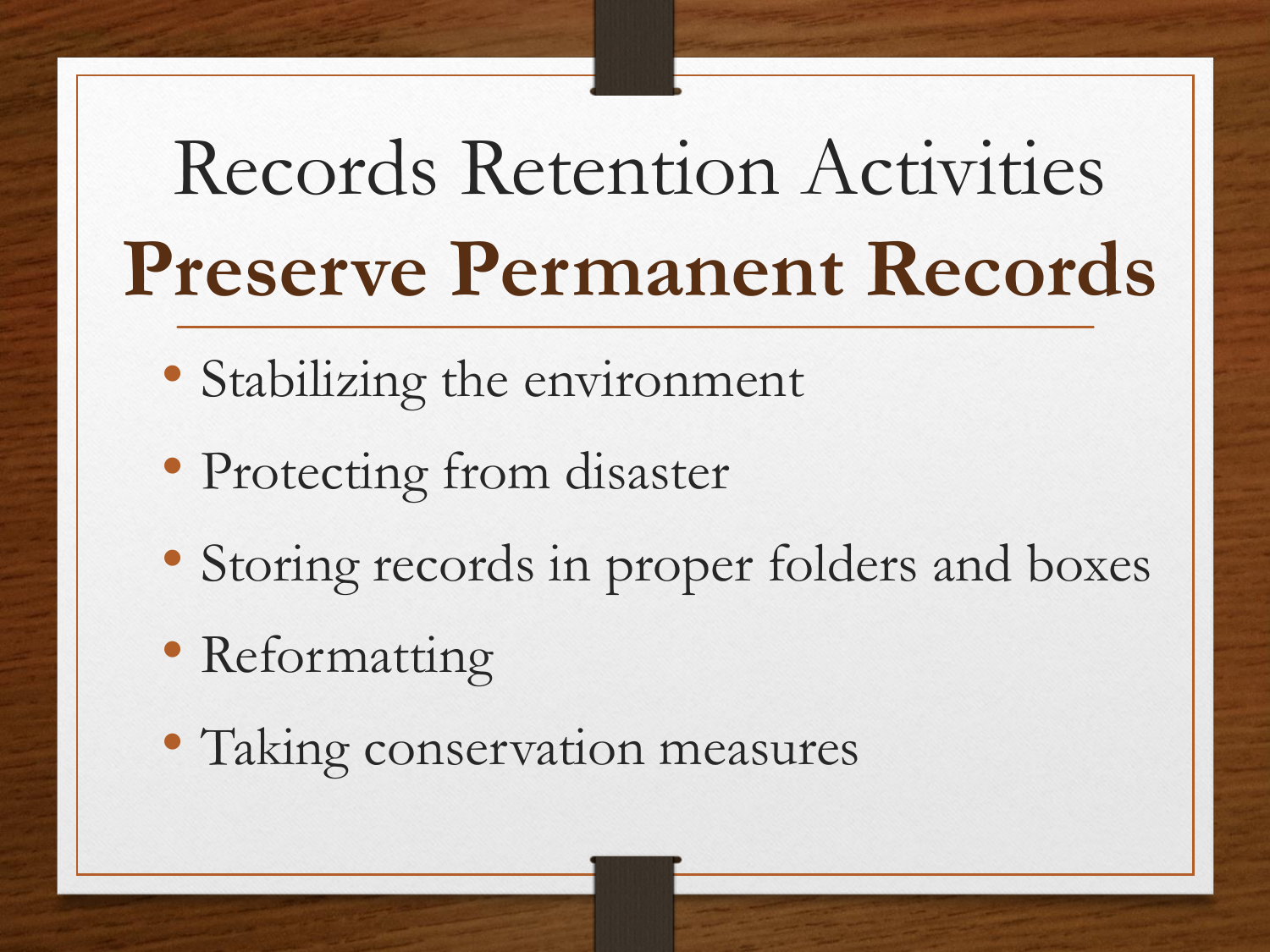# Records Retention Activities

## **Preserve Permanent Records**

- Stabilizing the environment
- Protecting from disaster
- Storing records in proper folders and boxes
- Reformatting
- Taking conservation measures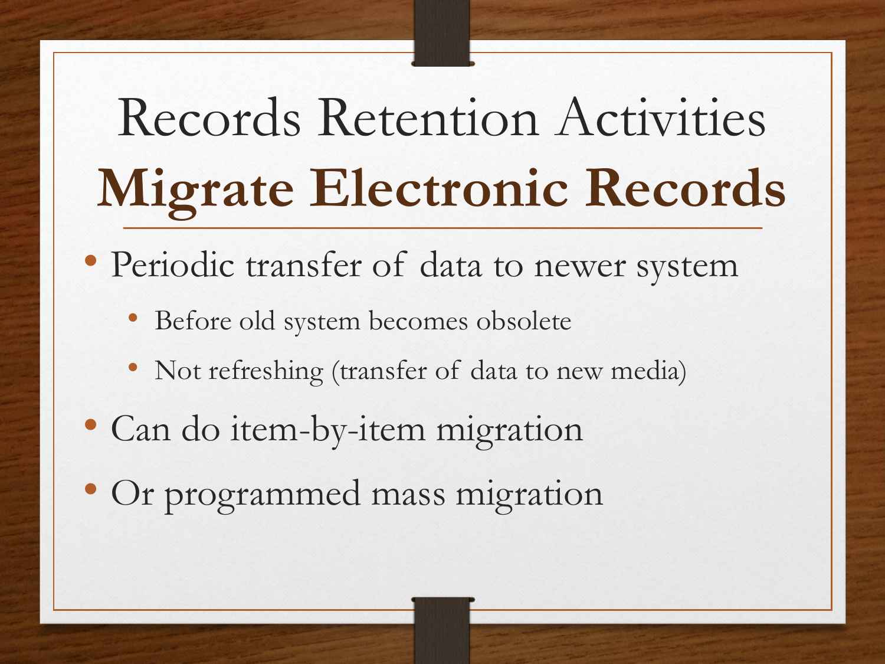# Records Retention Activities

## **Migrate Electronic Records**

- Periodic transfer of data to newer system
  - Before old system becomes obsolete
  - Not refreshing (transfer of data to new media)
- Can do item-by-item migration
- Or programmed mass migration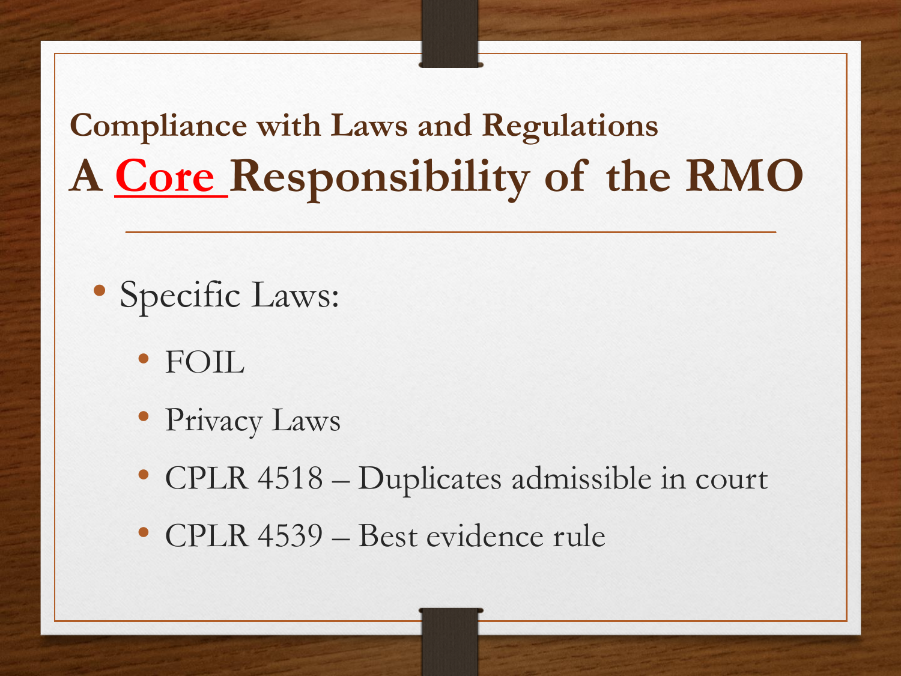## Compliance with Laws and Regulations

# A Core Responsibility of the RMO

- Specific Laws:
  - FOIL
  - Privacy Laws
  - CPLR 4518 – Duplicates admissible in court
  - CPLR 4539 – Best evidence rule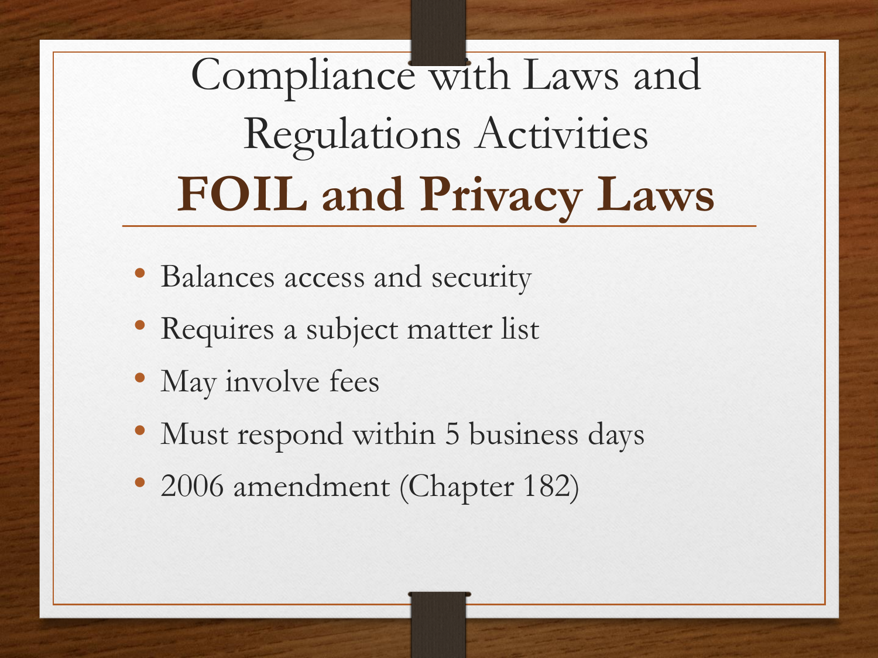# Compliance with Laws and Regulations Activities

## FOIL and Privacy Laws

- Balances access and security
- Requires a subject matter list
- May involve fees
- Must respond within 5 business days
- 2006 amendment (Chapter 182)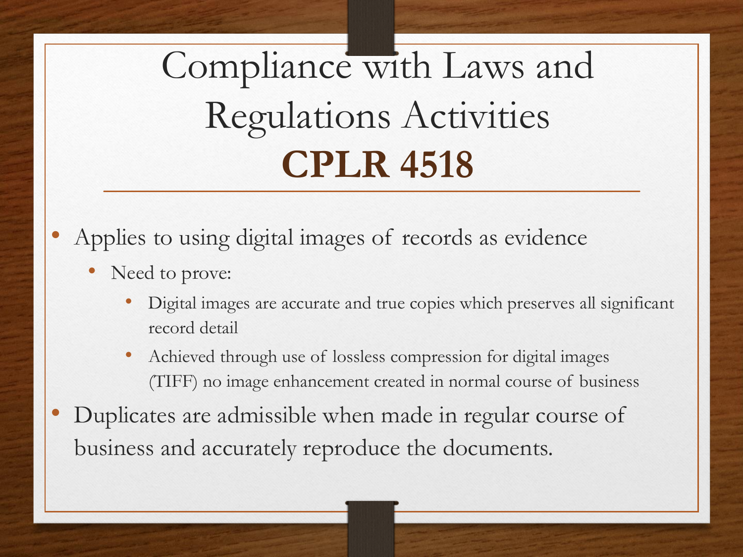# Compliance with Laws and Regulations Activities

# **CPLR 4518**

- Applies to using digital images of records as evidence
  - Need to prove:
    - Digital images are accurate and true copies which preserves all significant record detail
    - Achieved through use of lossless compression for digital images (TIFF) no image enhancement created in normal course of business
- Duplicates are admissible when made in regular course of business and accurately reproduce the documents.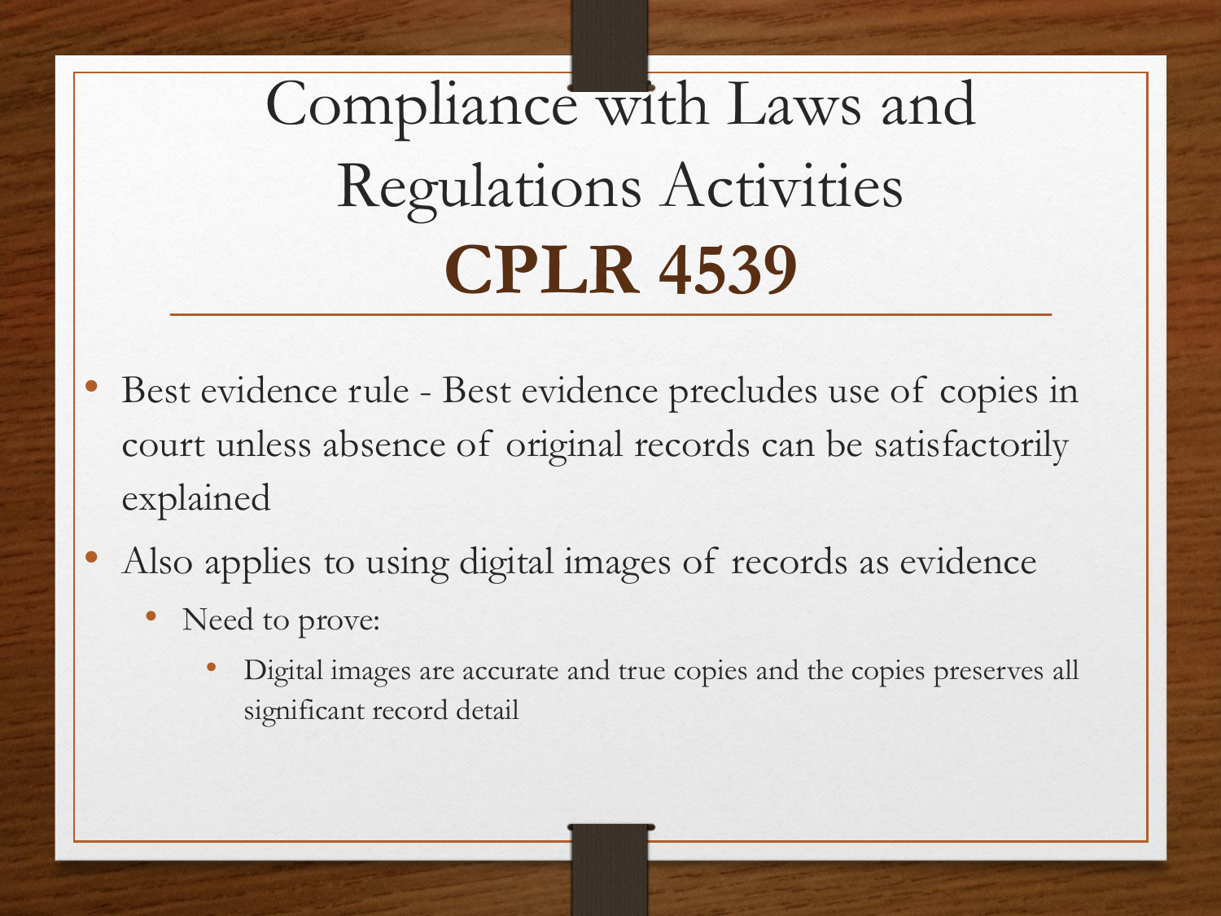# Compliance with Laws and Regulations Activities **CPLR 4539**

- Best evidence rule - Best evidence precludes use of copies in court unless absence of original records can be satisfactorily explained
- Also applies to using digital images of records as evidence
  - Need to prove:
    - Digital images are accurate and true copies and the copies preserves all significant record detail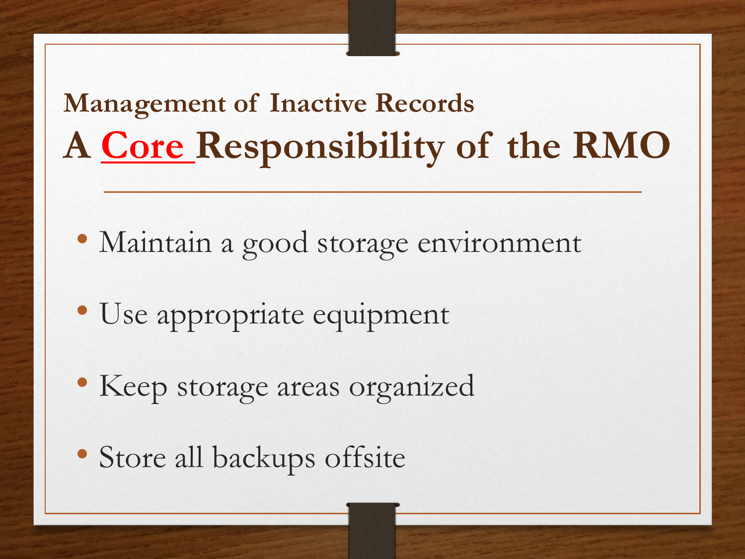## Management of Inactive Records

# A Core Responsibility of the RMO

- Maintain a good storage environment
- Use appropriate equipment
- Keep storage areas organized
- Store all backups offsite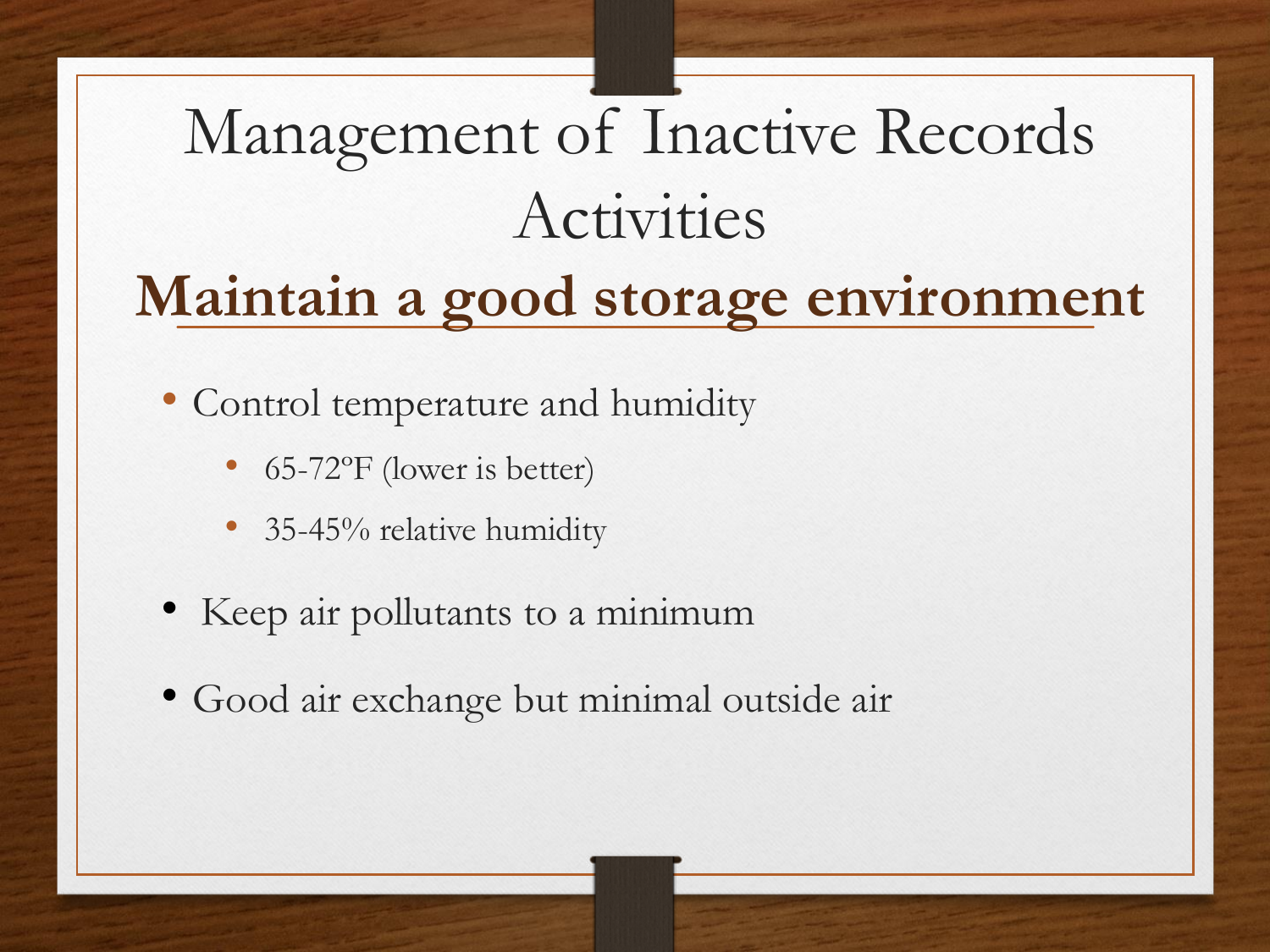# Management of Inactive Records Activities

## Maintain a good storage environment

- Control temperature and humidity
  - 65-72ºF (lower is better)
  - 35-45% relative humidity
- Keep air pollutants to a minimum
- Good air exchange but minimal outside air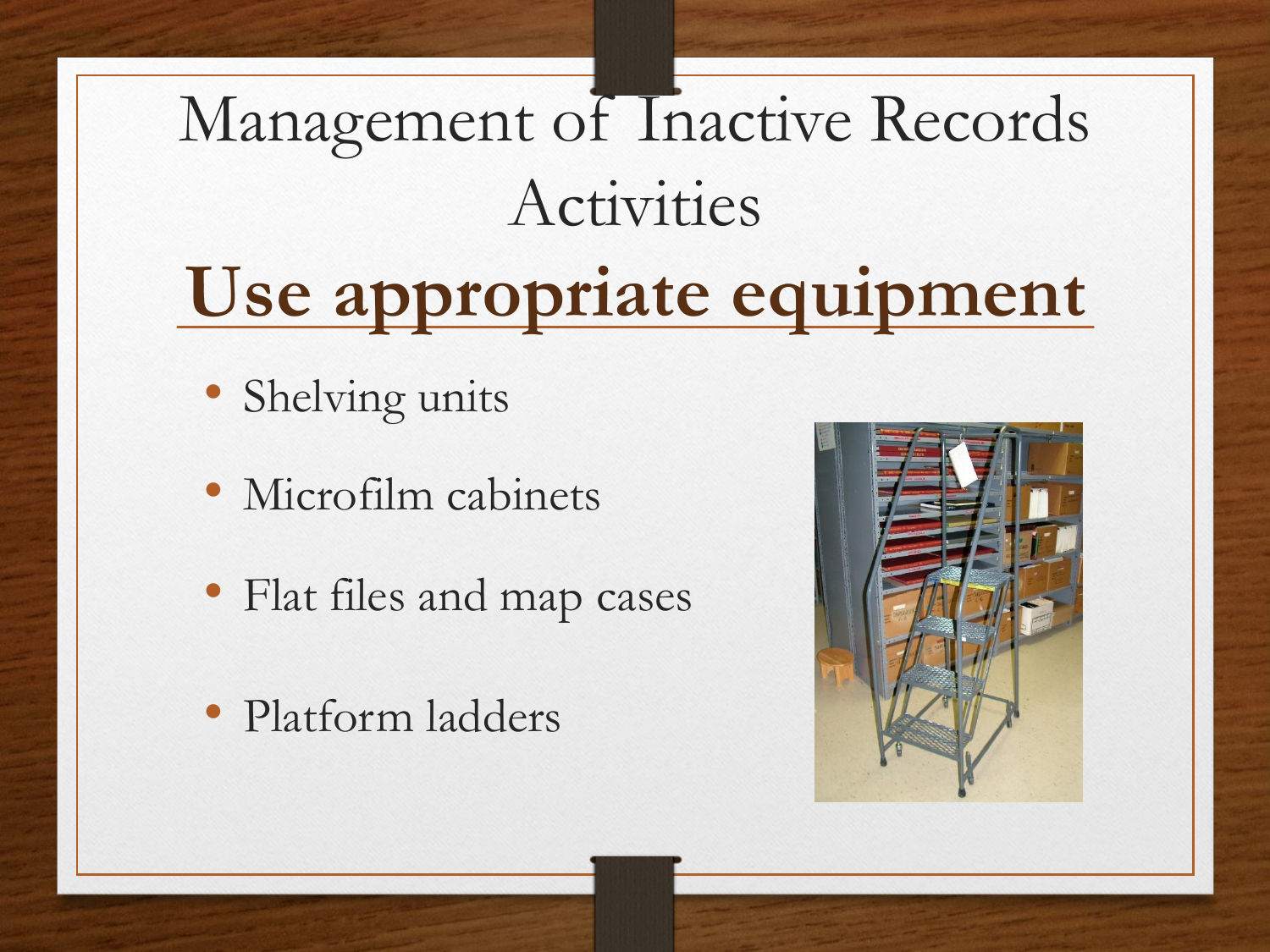# Management of Inactive Records Activities

## Use appropriate equipment

- Shelving units
- Microfilm cabinets
- Flat files and map cases
- Platform ladders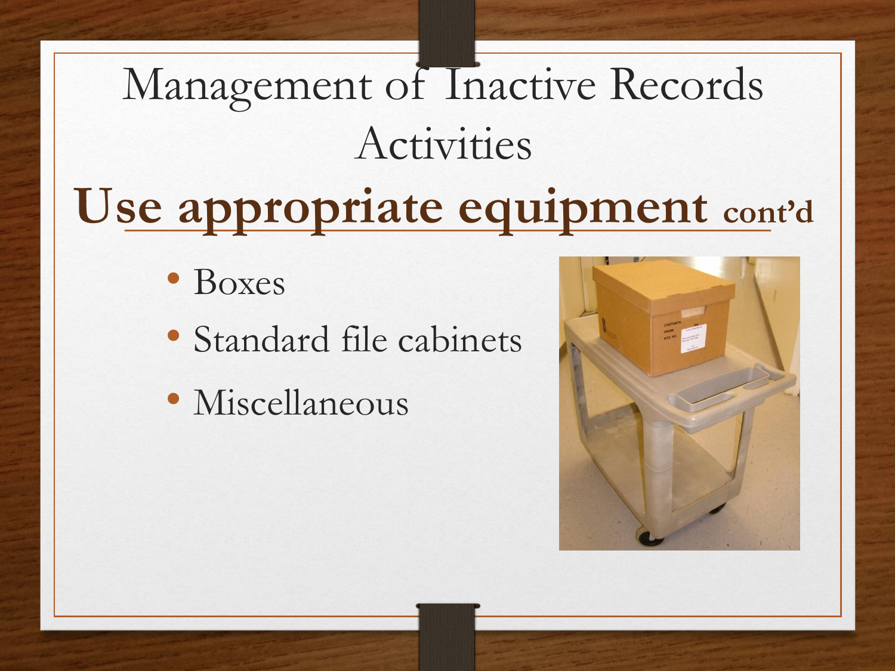# Management of Inactive Records Activities

## Use appropriate equipment cont'd

- Boxes
- Standard file cabinets
- Miscellaneous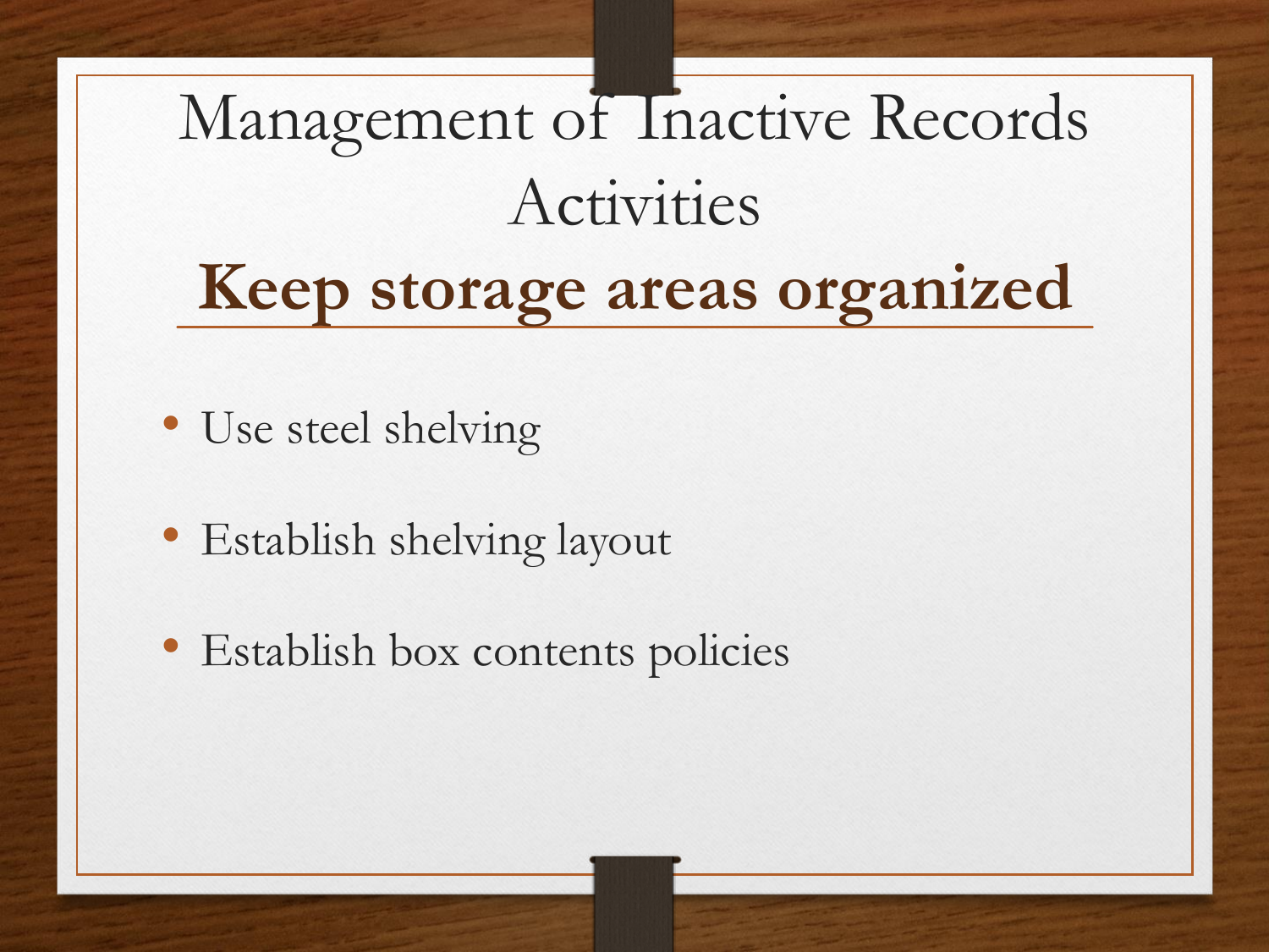# Management of Inactive Records Activities

## **Keep storage areas organized**

- Use steel shelving
- Establish shelving layout
- Establish box contents policies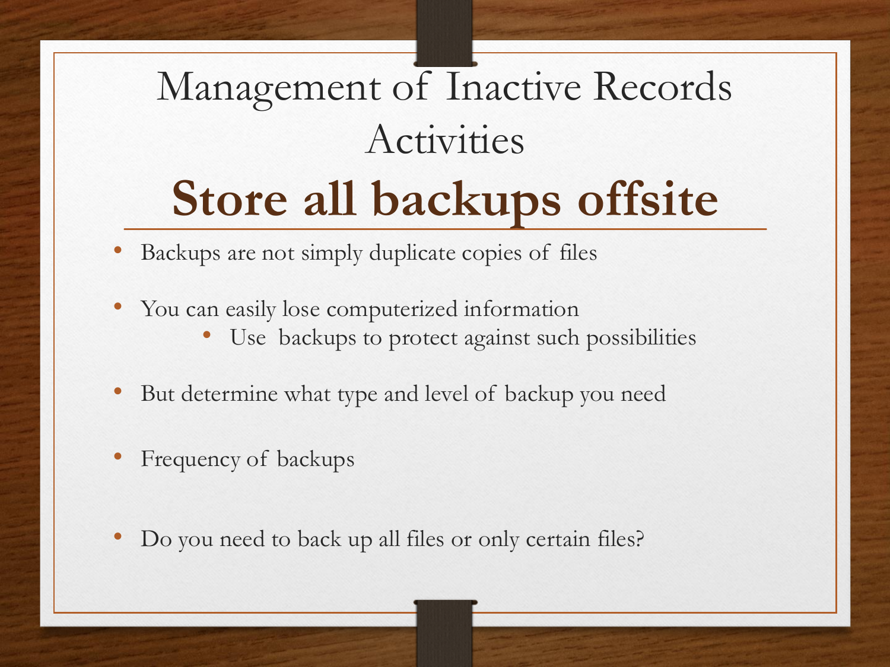# Management of Inactive Records Activities

## Store all backups offsite

- Backups are not simply duplicate copies of files
- You can easily lose computerized information
  - Use backups to protect against such possibilities
- But determine what type and level of backup you need
- Frequency of backups
- Do you need to back up all files or only certain files?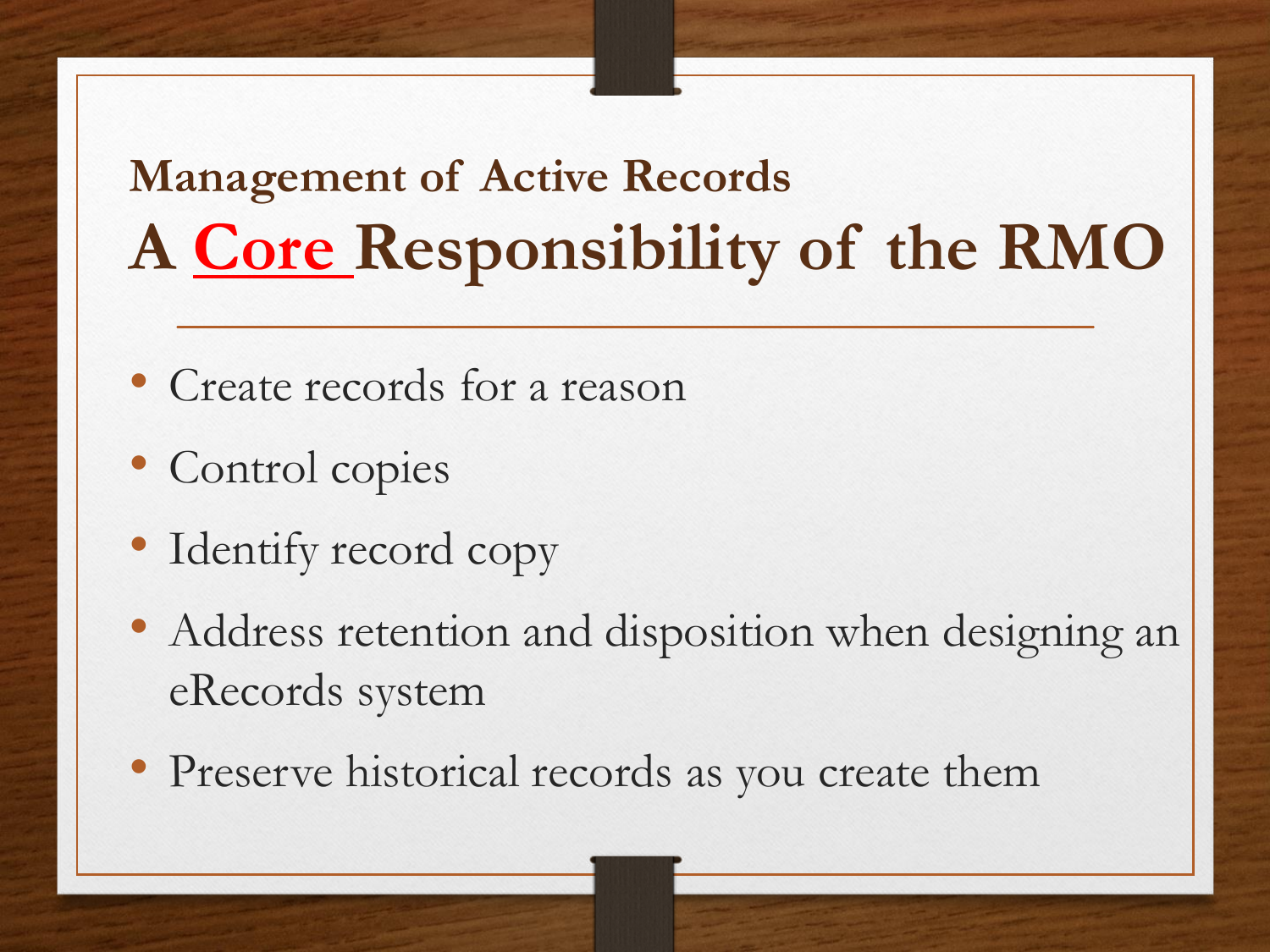## Management of Active Records

# A Core Responsibility of the RMO

- Create records for a reason
- Control copies
- Identify record copy
- Address retention and disposition when designing an eRecords system
- Preserve historical records as you create them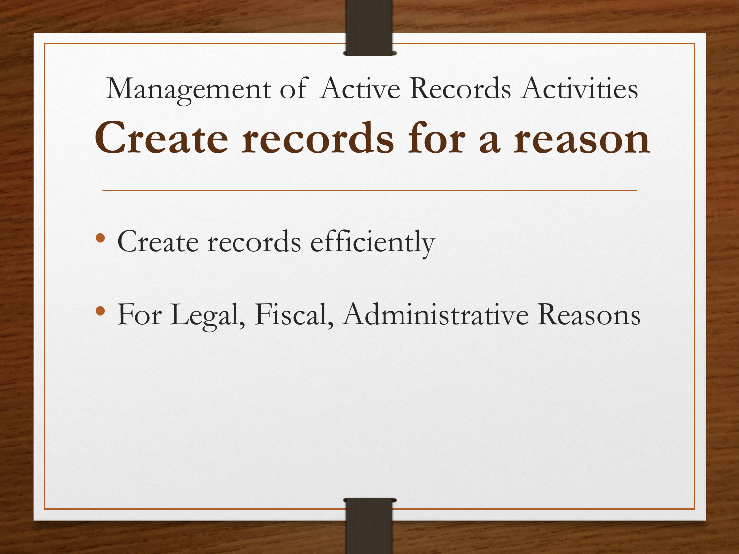Management of Active Records Activities

# Create records for a reason

- Create records efficiently
- For Legal, Fiscal, Administrative Reasons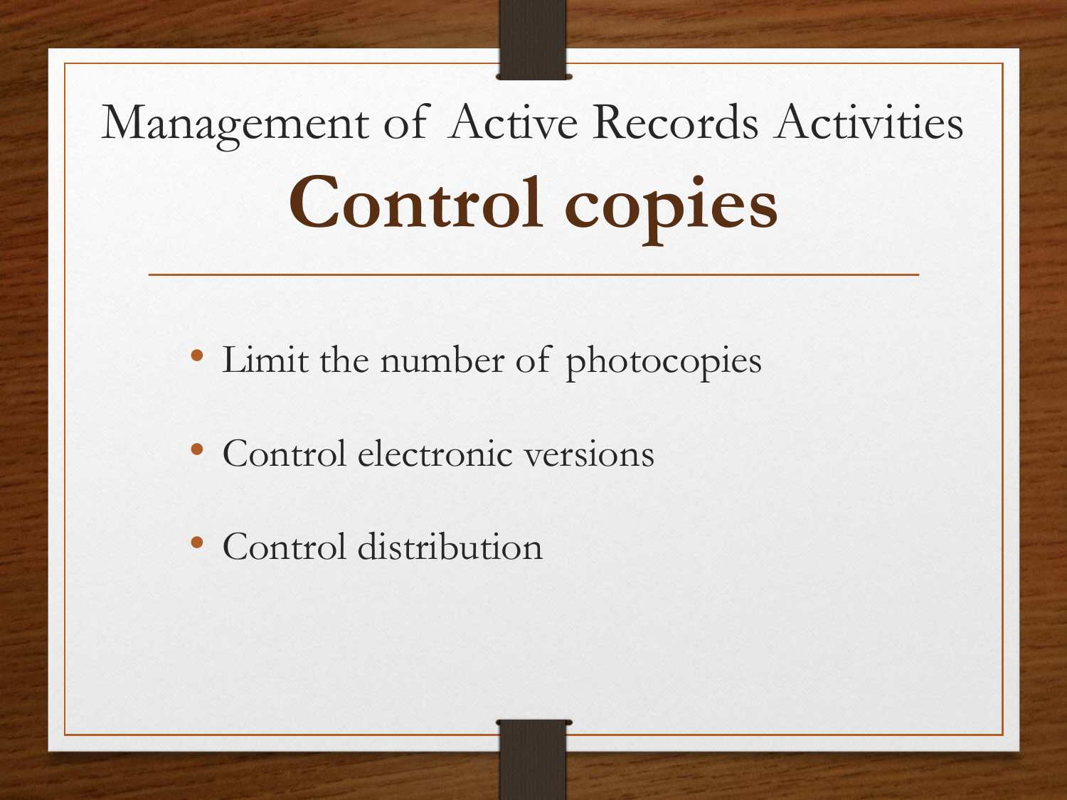## Management of Active Records Activities

# Control copies

- Limit the number of photocopies
- Control electronic versions
- Control distribution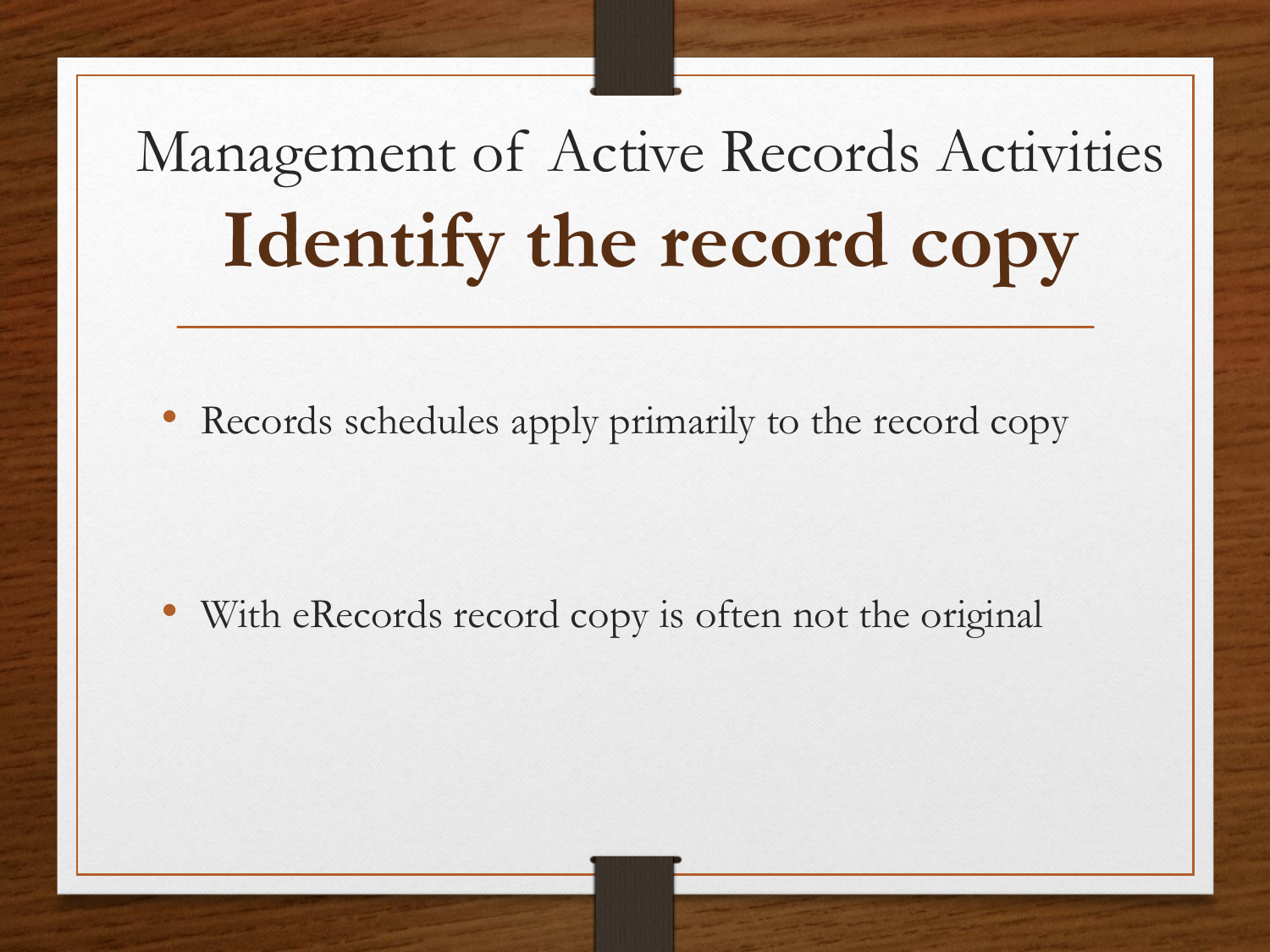# Management of Active Records Activities

## Identify the record copy

- Records schedules apply primarily to the record copy
- With eRecords record copy is often not the original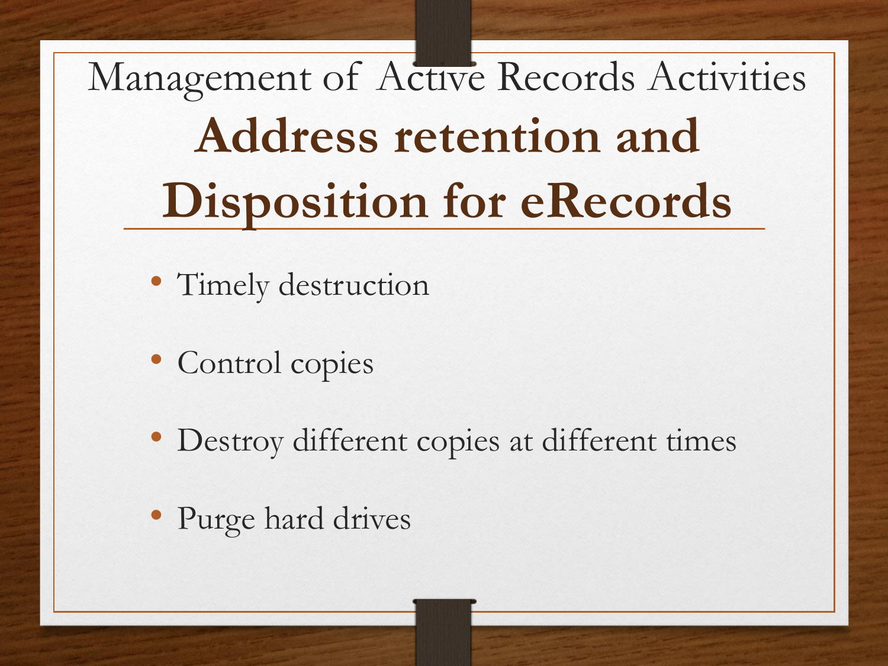Management of Active Records Activities

# Address retention and Disposition for eRecords

- Timely destruction
- Control copies
- Destroy different copies at different times
- Purge hard drives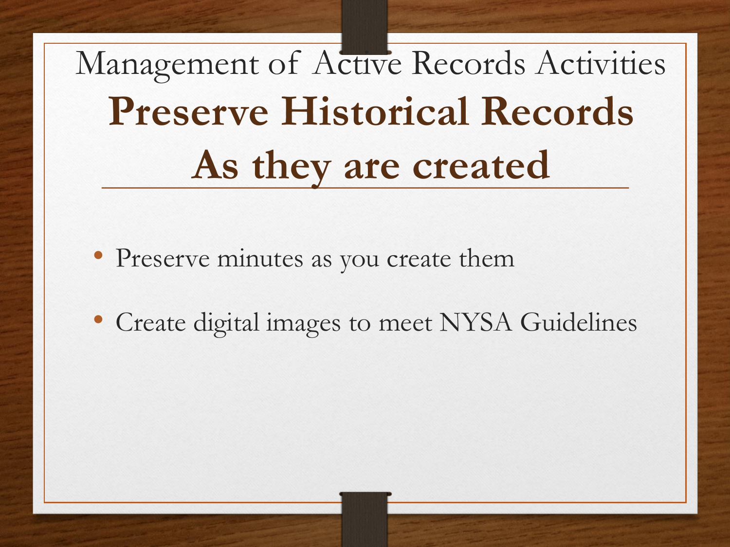Management of Active Records Activities

# Preserve Historical Records As they are created

- Preserve minutes as you create them
- Create digital images to meet NYSA Guidelines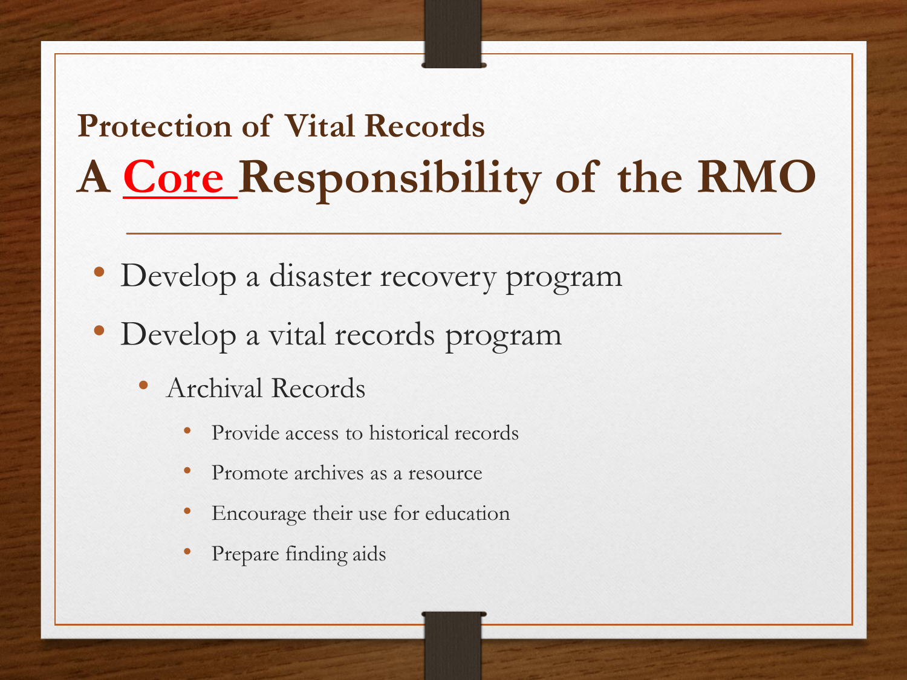## Protection of Vital Records

# A Core Responsibility of the RMO

- Develop a disaster recovery program
- Develop a vital records program
  - Archival Records
    - Provide access to historical records
    - Promote archives as a resource
    - Encourage their use for education
    - Prepare finding aids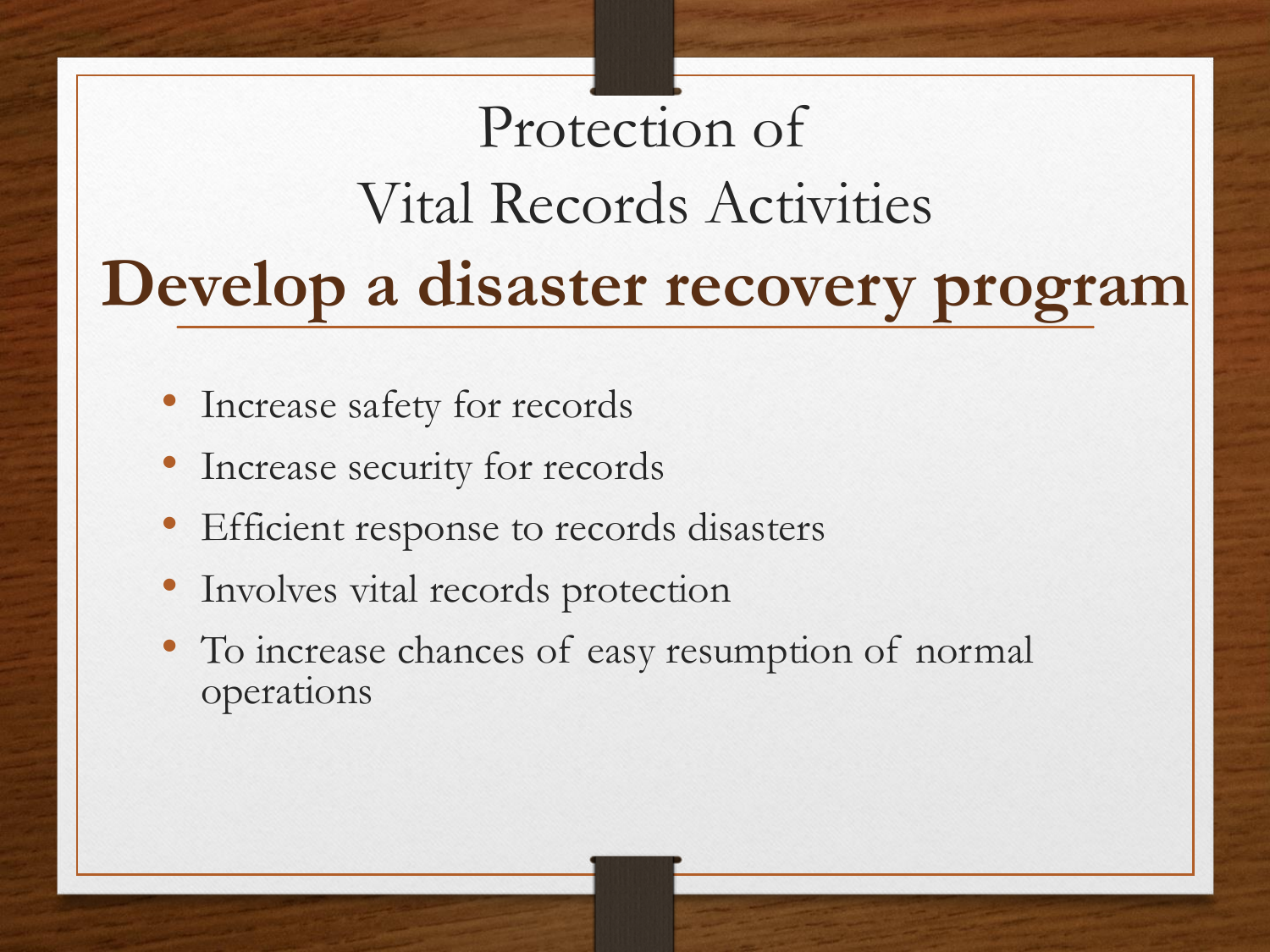# Protection of Vital Records Activities

## Develop a disaster recovery program

- Increase safety for records
- Increase security for records
- Efficient response to records disasters
- Involves vital records protection
- To increase chances of easy resumption of normal operations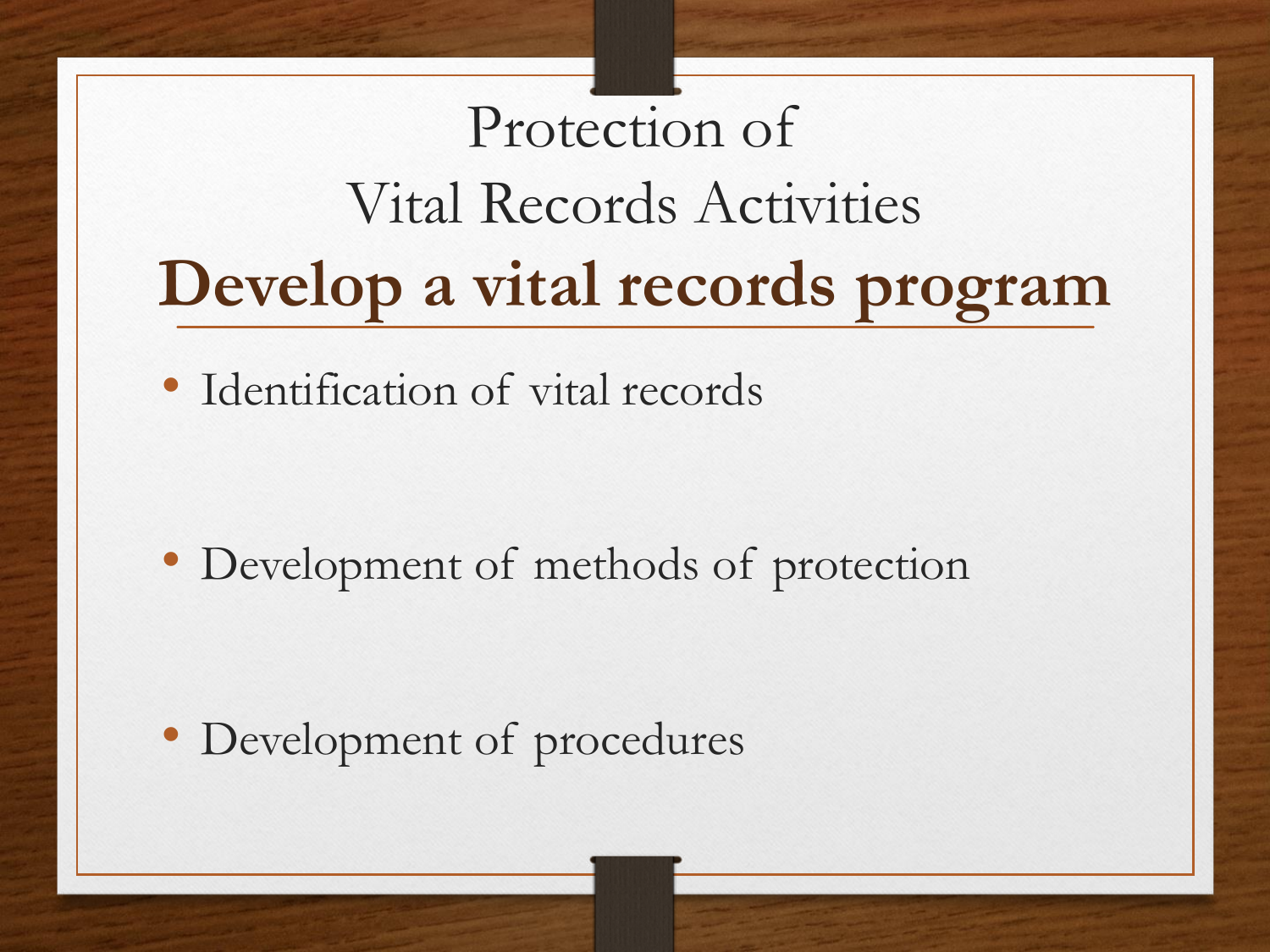# Protection of Vital Records Activities

## **Develop a vital records program**

- Identification of vital records
- Development of methods of protection
- Development of procedures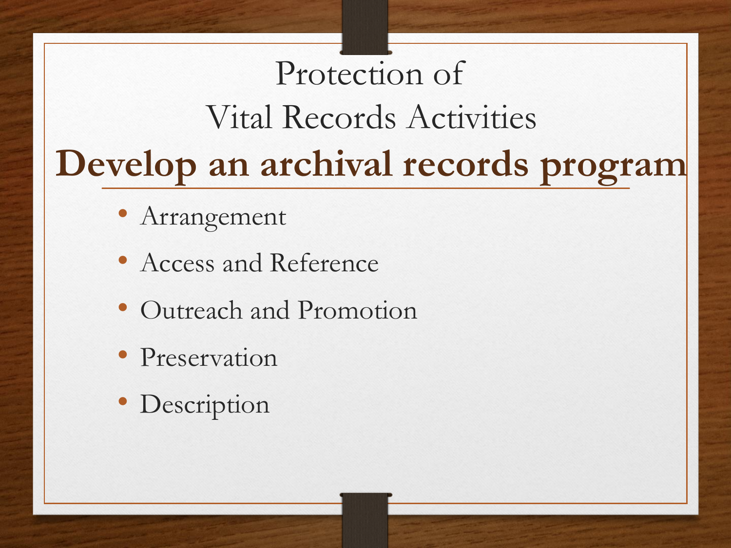# Protection of Vital Records Activities

## **Develop an archival records program**

- Arrangement
- Access and Reference
- Outreach and Promotion
- Preservation
- Description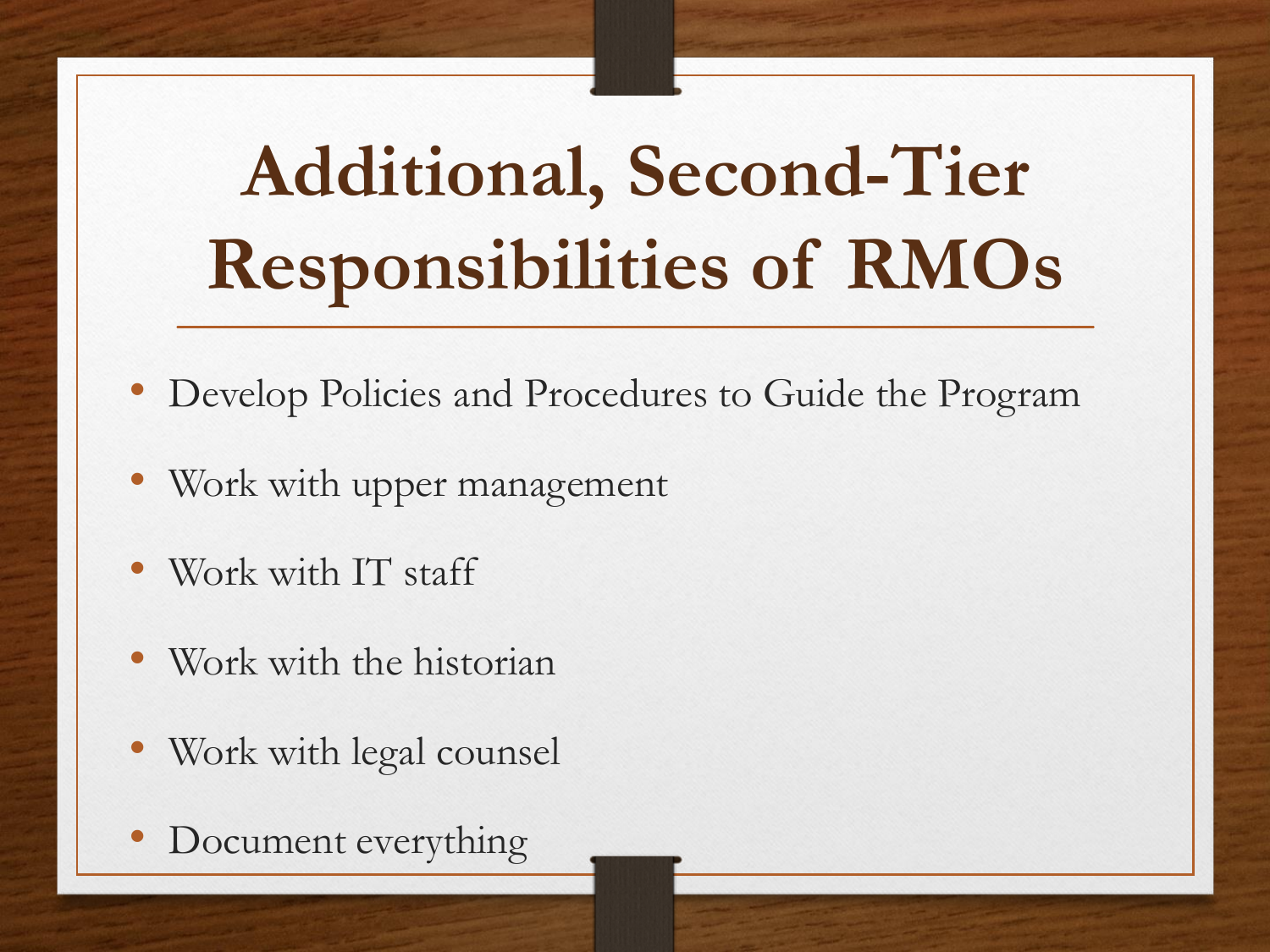# Additional, Second-Tier Responsibilities of RMOs

- Develop Policies and Procedures to Guide the Program
- Work with upper management
- Work with IT staff
- Work with the historian
- Work with legal counsel
- Document everything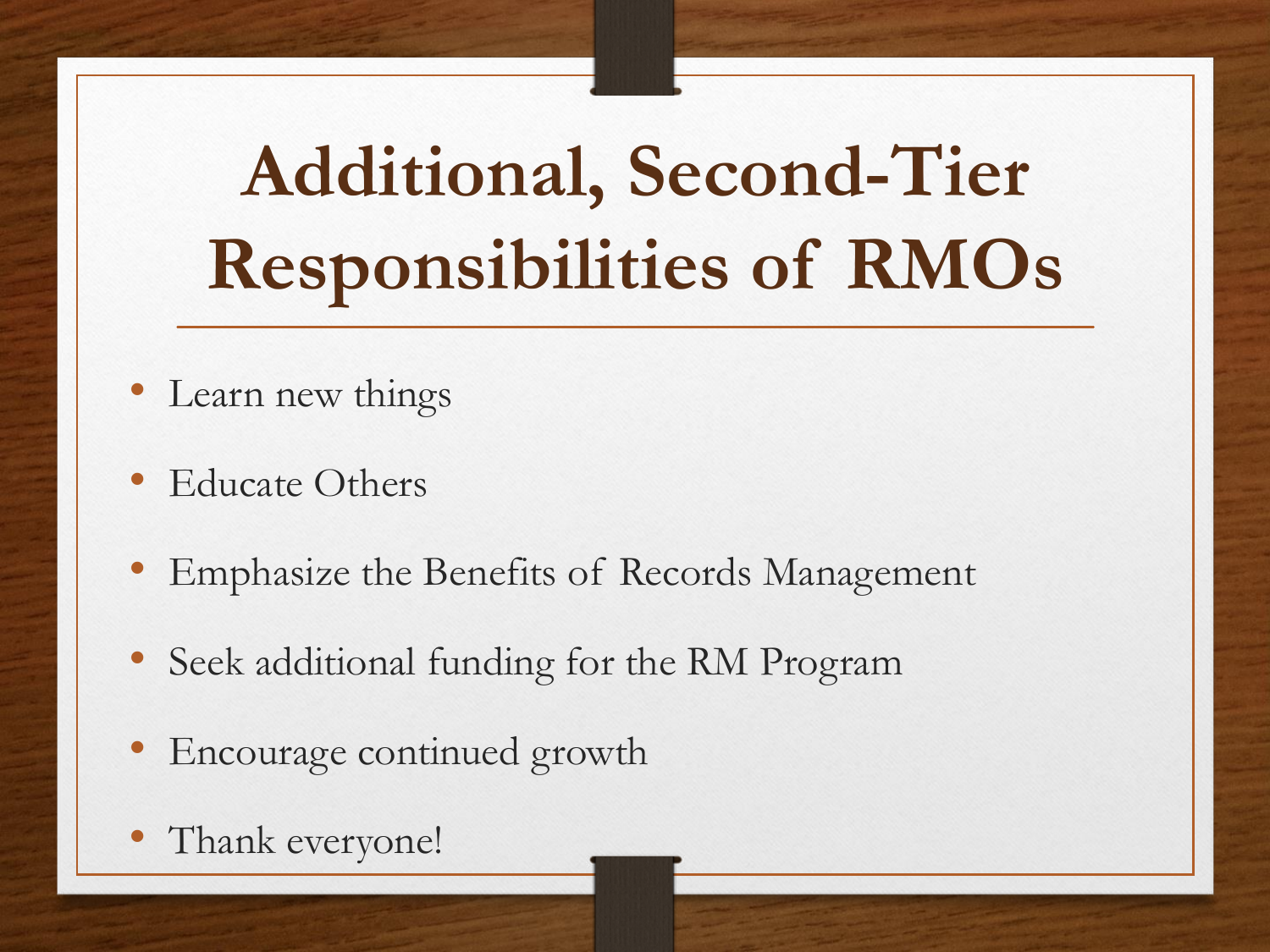# Additional, Second-Tier Responsibilities of RMOs

- Learn new things
- Educate Others
- Emphasize the Benefits of Records Management
- Seek additional funding for the RM Program
- Encourage continued growth
- Thank everyone!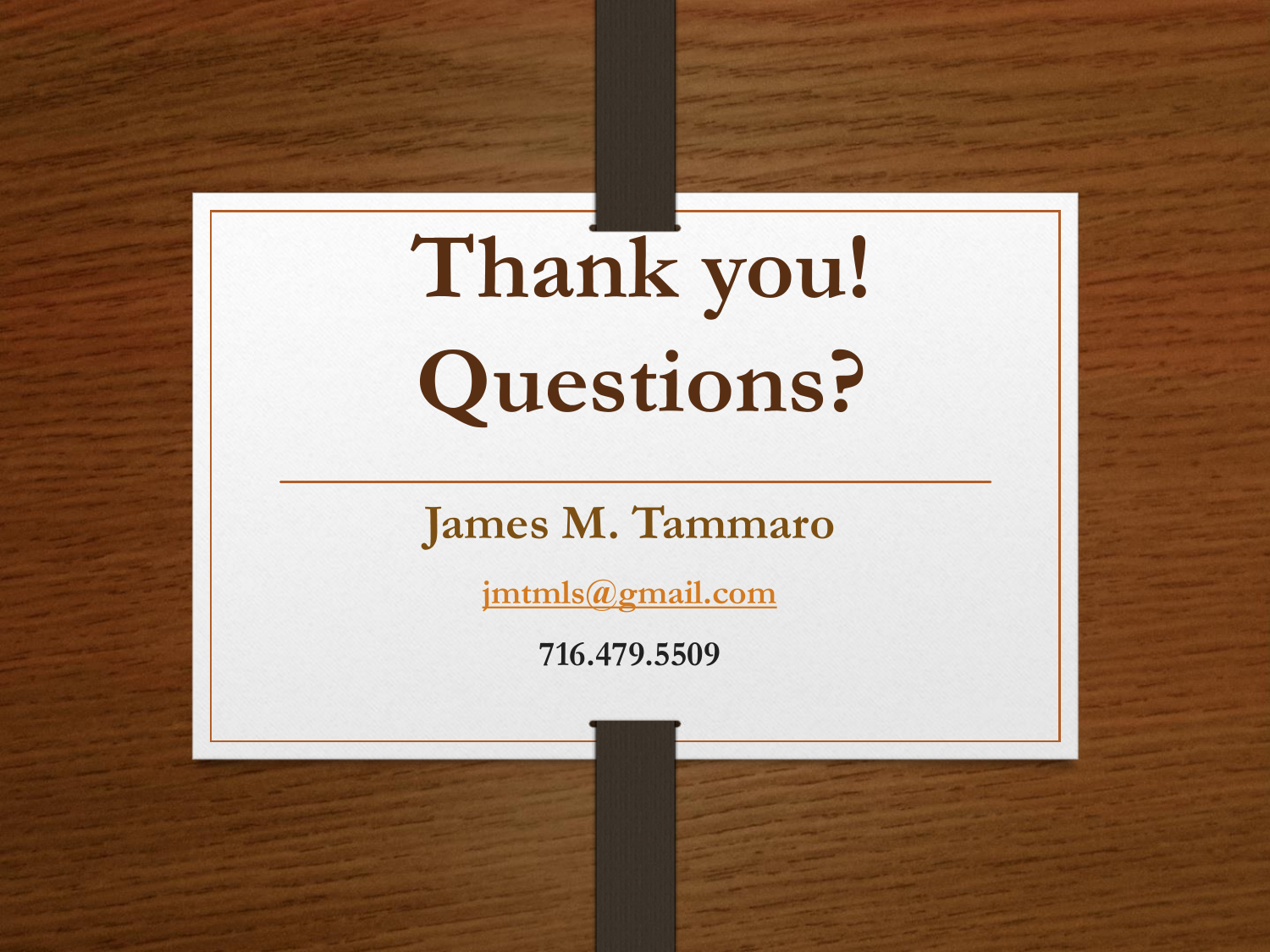# Thank you! Questions?

**James M. Tammaro**

jmtmls@gmail.com

**716.479.5509**